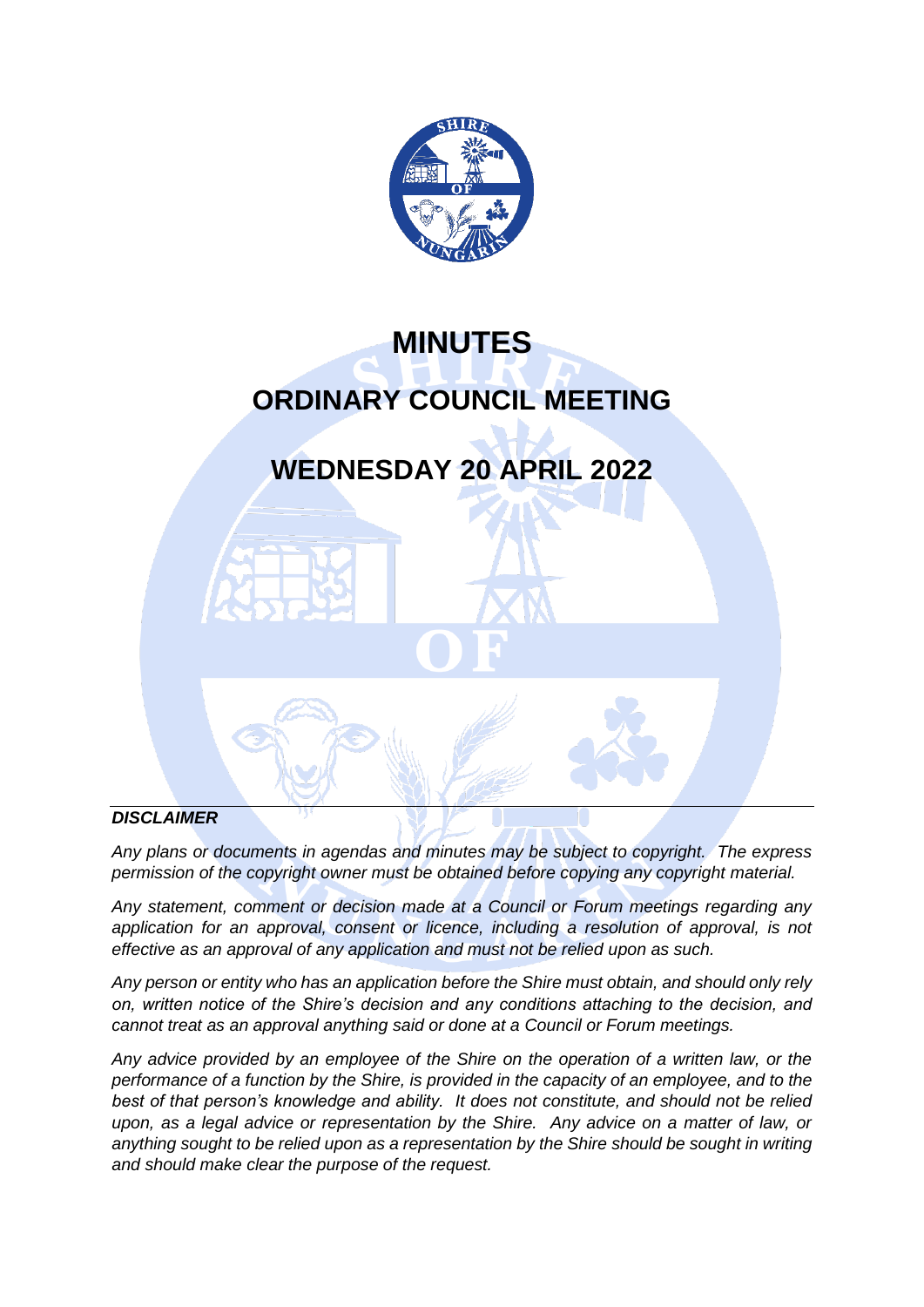# MINUTES

## ORDINARY COUNCIL MEETING

## WEDNESDAY 20 APRIL 2022

***DISCLAIMER***

*Any plans or documents in agendas and minutes may be subject to copyright. The express permission of the copyright owner must be obtained before copying any copyright material.*

*Any statement, comment or decision made at a Council or Forum meetings regarding any application for an approval, consent or licence, including a resolution of approval, is not effective as an approval of any application and must not be relied upon as such.*

*Any person or entity who has an application before the Shire must obtain, and should only rely on, written notice of the Shire's decision and any conditions attaching to the decision, and cannot treat as an approval anything said or done at a Council or Forum meetings.*

*Any advice provided by an employee of the Shire on the operation of a written law, or the performance of a function by the Shire, is provided in the capacity of an employee, and to the best of that person's knowledge and ability. It does not constitute, and should not be relied upon, as a legal advice or representation by the Shire. Any advice on a matter of law, or anything sought to be relied upon as a representation by the Shire should be sought in writing and should make clear the purpose of the request.*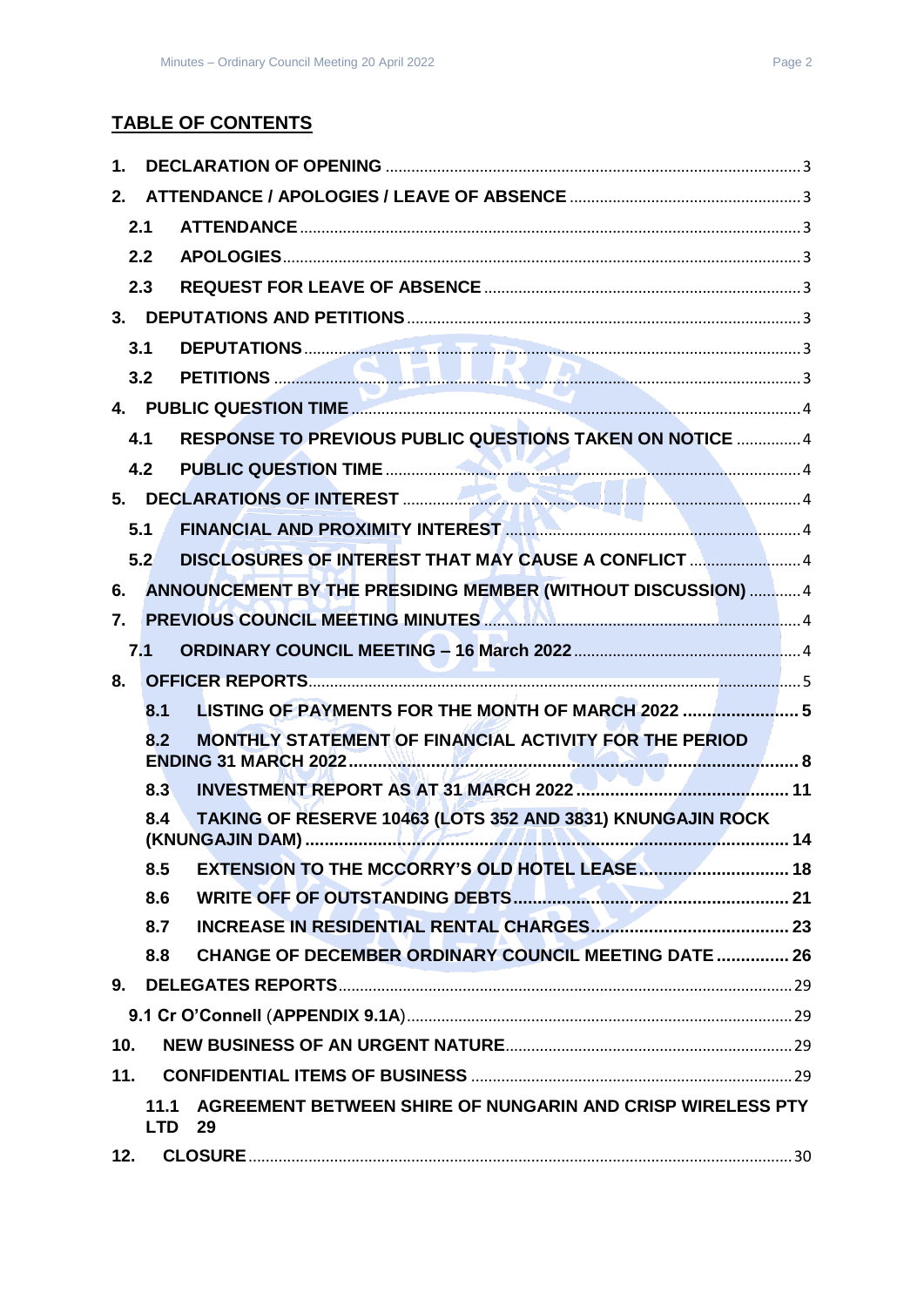## TABLE OF CONTENTS

1. **DECLARATION OF OPENING** ... 3
2. **ATTENDANCE / APOLOGIES / LEAVE OF ABSENCE** ... 3
   - 2.1 **ATTENDANCE** ... 3
   - 2.2 **APOLOGIES** ... 3
   - 2.3 **REQUEST FOR LEAVE OF ABSENCE** ... 3
3. **DEPUTATIONS AND PETITIONS** ... 3
   - 3.1 **DEPUTATIONS** ... 3
   - 3.2 **PETITIONS** ... 3
4. **PUBLIC QUESTION TIME** ... 4
   - 4.1 **RESPONSE TO PREVIOUS PUBLIC QUESTIONS TAKEN ON NOTICE** ... 4
   - 4.2 **PUBLIC QUESTION TIME** ... 4
5. **DECLARATIONS OF INTEREST** ... 4
   - 5.1 **FINANCIAL AND PROXIMITY INTEREST** ... 4
   - 5.2 **DISCLOSURES OF INTEREST THAT MAY CAUSE A CONFLICT** ... 4
6. **ANNOUNCEMENT BY THE PRESIDING MEMBER (WITHOUT DISCUSSION)** ... 4
7. **PREVIOUS COUNCIL MEETING MINUTES** ... 4
   - 7.1 **ORDINARY COUNCIL MEETING – 16 March 2022** ... 4
8. **OFFICER REPORTS** ... 5
   - 8.1 **LISTING OF PAYMENTS FOR THE MONTH OF MARCH 2022** ... 5
   - 8.2 **MONTHLY STATEMENT OF FINANCIAL ACTIVITY FOR THE PERIOD ENDING 31 MARCH 2022** ... 8
   - 8.3 **INVESTMENT REPORT AS AT 31 MARCH 2022** ... 11
   - 8.4 **TAKING OF RESERVE 10463 (LOTS 352 AND 3831) KNUNGAJIN ROCK (KNUNGAJIN DAM)** ... 14
   - 8.5 **EXTENSION TO THE MCCORRY'S OLD HOTEL LEASE** ... 18
   - 8.6 **WRITE OFF OF OUTSTANDING DEBTS** ... 21
   - 8.7 **INCREASE IN RESIDENTIAL RENTAL CHARGES** ... 23
   - 8.8 **CHANGE OF DECEMBER ORDINARY COUNCIL MEETING DATE** ... 26
9. **DELEGATES REPORTS** ... 29
   - **9.1 Cr O'Connell (APPENDIX 9.1A)** ... 29
10. **NEW BUSINESS OF AN URGENT NATURE** ... 29
11. **CONFIDENTIAL ITEMS OF BUSINESS** ... 29
    - 11.1 **AGREEMENT BETWEEN SHIRE OF NUNGARIN AND CRISP WIRELESS PTY LTD** 29
12. **CLOSURE** ... 30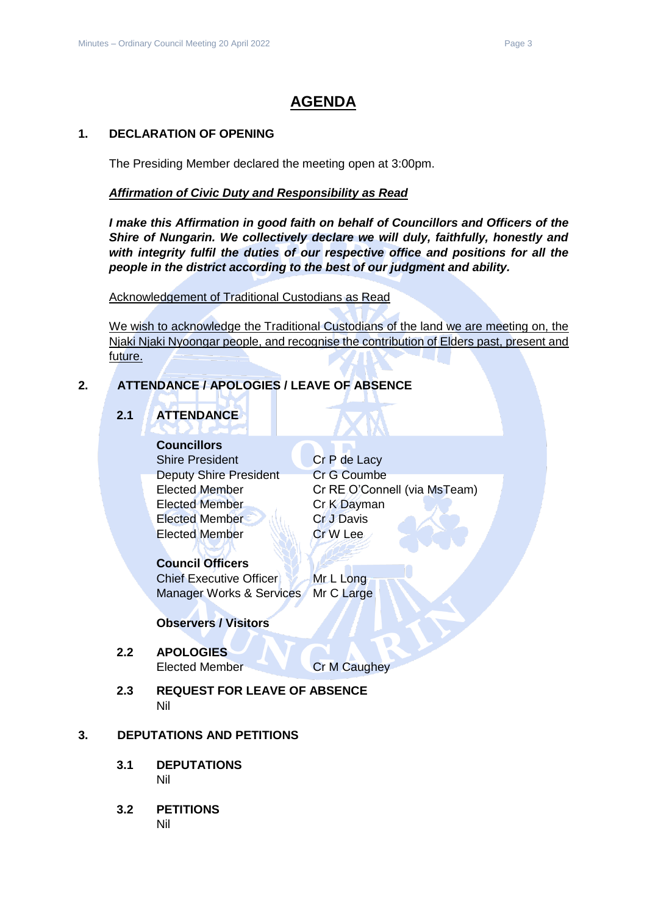# AGENDA

## 1. DECLARATION OF OPENING

The Presiding Member declared the meeting open at 3:00pm.

***Affirmation of Civic Duty and Responsibility as Read***

***I make this Affirmation in good faith on behalf of Councillors and Officers of the Shire of Nungarin. We collectively declare we will duly, faithfully, honestly and with integrity fulfil the duties of our respective office and positions for all the people in the district according to the best of our judgment and ability.***

Acknowledgement of Traditional Custodians as Read

We wish to acknowledge the Traditional Custodians of the land we are meeting on, the Njaki Njaki Nyoongar people, and recognise the contribution of Elders past, present and future.

## 2. ATTENDANCE / APOLOGIES / LEAVE OF ABSENCE

### 2.1 ATTENDANCE

**Councillors**

| | |
|---|---|
| Shire President | Cr P de Lacy |
| Deputy Shire President | Cr G Coumbe |
| Elected Member | Cr RE O'Connell (via MsTeam) |
| Elected Member | Cr K Dayman |
| Elected Member | Cr J Davis |
| Elected Member | Cr W Lee |

**Council Officers**

| | |
|---|---|
| Chief Executive Officer | Mr L Long |
| Manager Works & Services | Mr C Large |

**Observers / Visitors**

### 2.2 APOLOGIES

Elected Member — Cr M Caughey

### 2.3 REQUEST FOR LEAVE OF ABSENCE

Nil

## 3. DEPUTATIONS AND PETITIONS

### 3.1 DEPUTATIONS

Nil

### 3.2 PETITIONS

Nil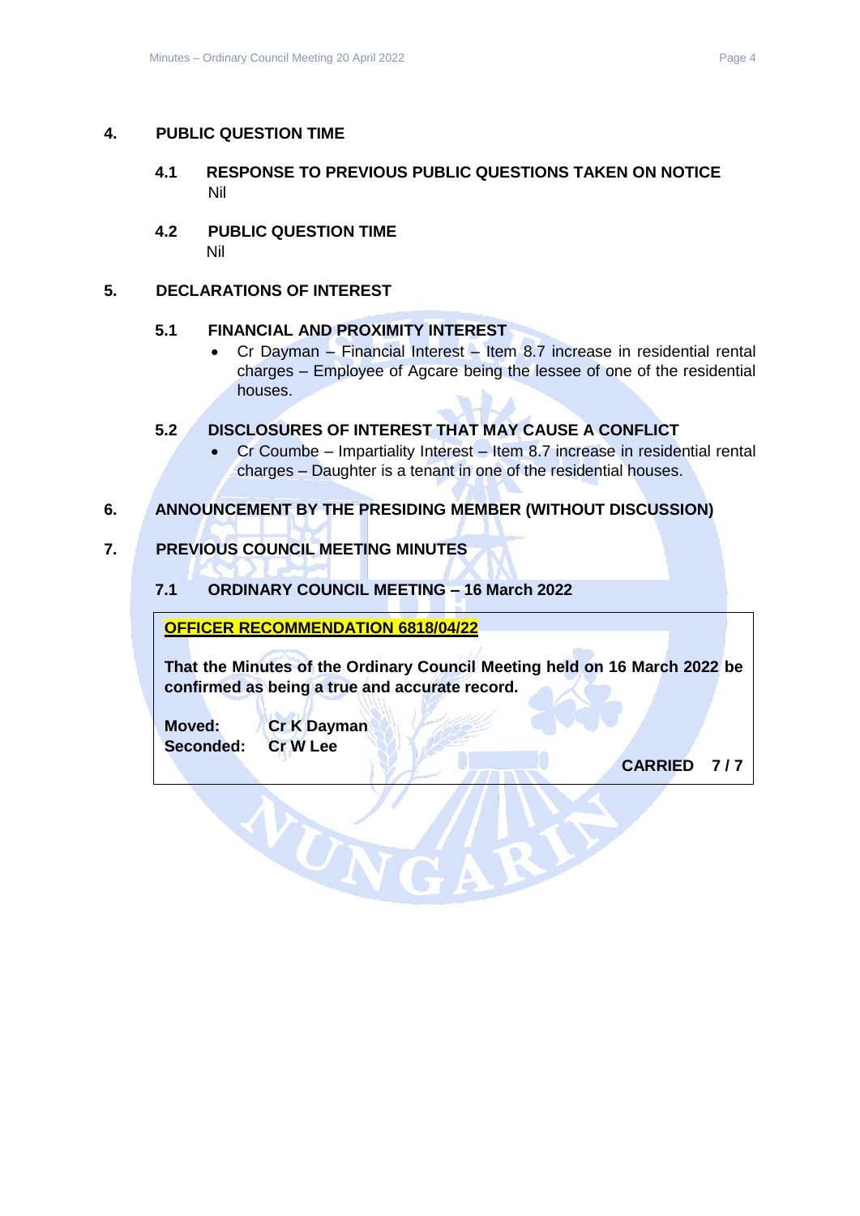## 4. PUBLIC QUESTION TIME

### 4.1 RESPONSE TO PREVIOUS PUBLIC QUESTIONS TAKEN ON NOTICE

Nil

### 4.2 PUBLIC QUESTION TIME

Nil

## 5. DECLARATIONS OF INTEREST

### 5.1 FINANCIAL AND PROXIMITY INTEREST

- Cr Dayman – Financial Interest – Item 8.7 increase in residential rental charges – Employee of Agcare being the lessee of one of the residential houses.

### 5.2 DISCLOSURES OF INTEREST THAT MAY CAUSE A CONFLICT

- Cr Coumbe – Impartiality Interest – Item 8.7 increase in residential rental charges – Daughter is a tenant in one of the residential houses.

## 6. ANNOUNCEMENT BY THE PRESIDING MEMBER (WITHOUT DISCUSSION)

## 7. PREVIOUS COUNCIL MEETING MINUTES

### 7.1 ORDINARY COUNCIL MEETING – 16 March 2022

**OFFICER RECOMMENDATION 6818/04/22**

**That the Minutes of the Ordinary Council Meeting held on 16 March 2022 be confirmed as being a true and accurate record.**

**Moved:** Cr K Dayman
**Seconded:** Cr W Lee

**CARRIED 7 / 7**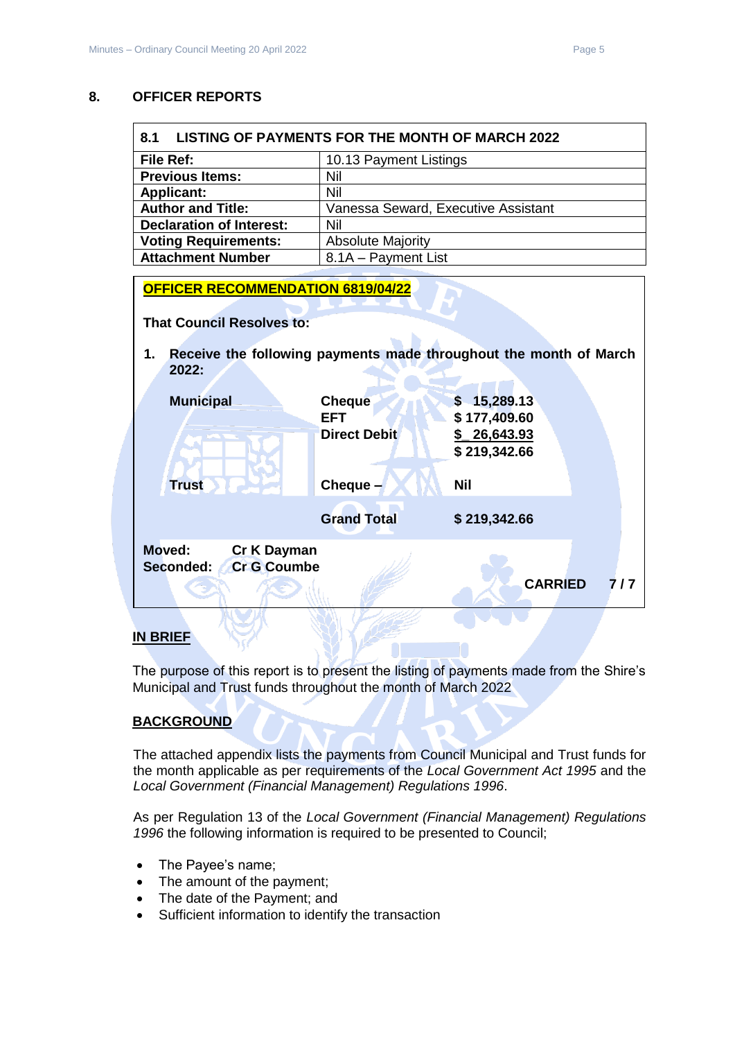## 8. OFFICER REPORTS

| 8.1 LISTING OF PAYMENTS FOR THE MONTH OF MARCH 2022 | |
|---|---|
| **File Ref:** | 10.13 Payment Listings |
| **Previous Items:** | Nil |
| **Applicant:** | Nil |
| **Author and Title:** | Vanessa Seward, Executive Assistant |
| **Declaration of Interest:** | Nil |
| **Voting Requirements:** | Absolute Majority |
| **Attachment Number** | 8.1A – Payment List |

**OFFICER RECOMMENDATION 6819/04/22**

**That Council Resolves to:**

1. **Receive the following payments made throughout the month of March 2022:**

| | | |
|---|---|---|
| **Municipal** | **Cheque** | **$ 15,289.13** |
| | **EFT** | **$ 177,409.60** |
| | **Direct Debit** | **$ 26,643.93** |
| | | **$ 219,342.66** |
| **Trust** | **Cheque –** | **Nil** |
| | **Grand Total** | **$ 219,342.66** |

**Moved:** **Cr K Dayman**
**Seconded:** **Cr G Coumbe**

**CARRIED 7 / 7**

**IN BRIEF**

The purpose of this report is to present the listing of payments made from the Shire's Municipal and Trust funds throughout the month of March 2022

**BACKGROUND**

The attached appendix lists the payments from Council Municipal and Trust funds for the month applicable as per requirements of the *Local Government Act 1995* and the *Local Government (Financial Management) Regulations 1996*.

As per Regulation 13 of the *Local Government (Financial Management) Regulations 1996* the following information is required to be presented to Council;

- The Payee's name;
- The amount of the payment;
- The date of the Payment; and
- Sufficient information to identify the transaction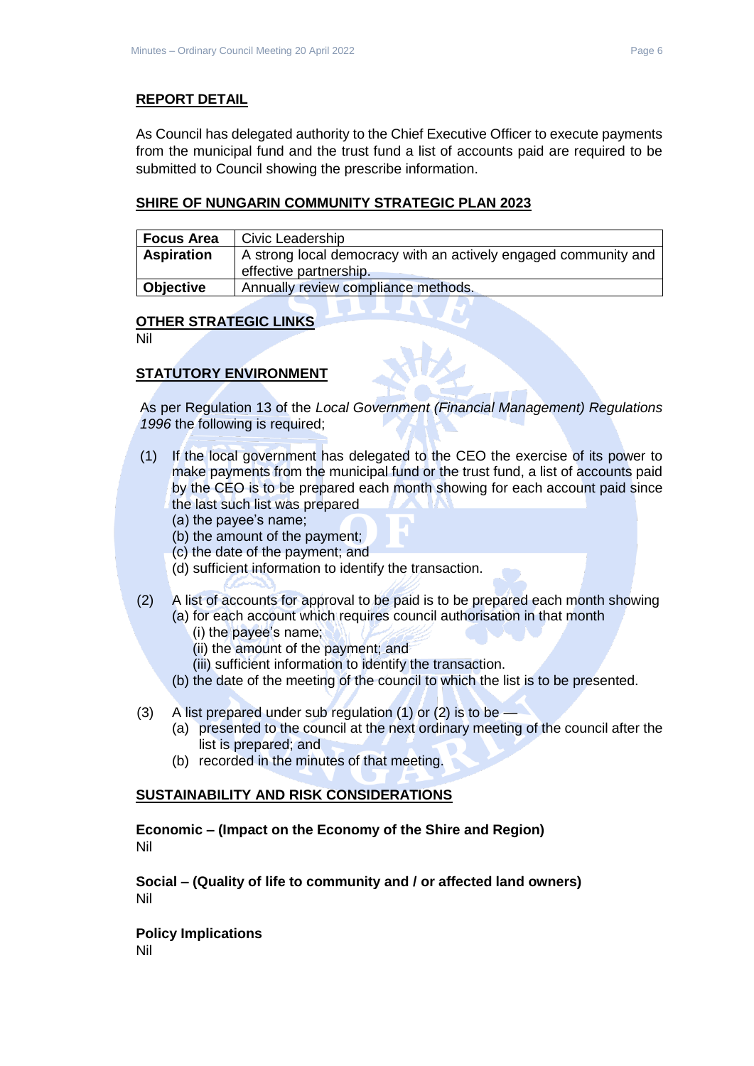## REPORT DETAIL

As Council has delegated authority to the Chief Executive Officer to execute payments from the municipal fund and the trust fund a list of accounts paid are required to be submitted to Council showing the prescribe information.

## SHIRE OF NUNGARIN COMMUNITY STRATEGIC PLAN 2023

| **Focus Area** | Civic Leadership |
|---|---|
| **Aspiration** | A strong local democracy with an actively engaged community and effective partnership. |
| **Objective** | Annually review compliance methods. |

## OTHER STRATEGIC LINKS

Nil

## STATUTORY ENVIRONMENT

As per Regulation 13 of the *Local Government (Financial Management) Regulations 1996* the following is required;

(1) If the local government has delegated to the CEO the exercise of its power to make payments from the municipal fund or the trust fund, a list of accounts paid by the CEO is to be prepared each month showing for each account paid since the last such list was prepared
  (a) the payee's name;
  (b) the amount of the payment;
  (c) the date of the payment; and
  (d) sufficient information to identify the transaction.

(2) A list of accounts for approval to be paid is to be prepared each month showing
  (a) for each account which requires council authorisation in that month
    (i) the payee's name;
    (ii) the amount of the payment; and
    (iii) sufficient information to identify the transaction.
  (b) the date of the meeting of the council to which the list is to be presented.

(3) A list prepared under sub regulation (1) or (2) is to be —
  (a) presented to the council at the next ordinary meeting of the council after the list is prepared; and
  (b) recorded in the minutes of that meeting.

## SUSTAINABILITY AND RISK CONSIDERATIONS

**Economic – (Impact on the Economy of the Shire and Region)**
Nil

**Social – (Quality of life to community and / or affected land owners)**
Nil

**Policy Implications**
Nil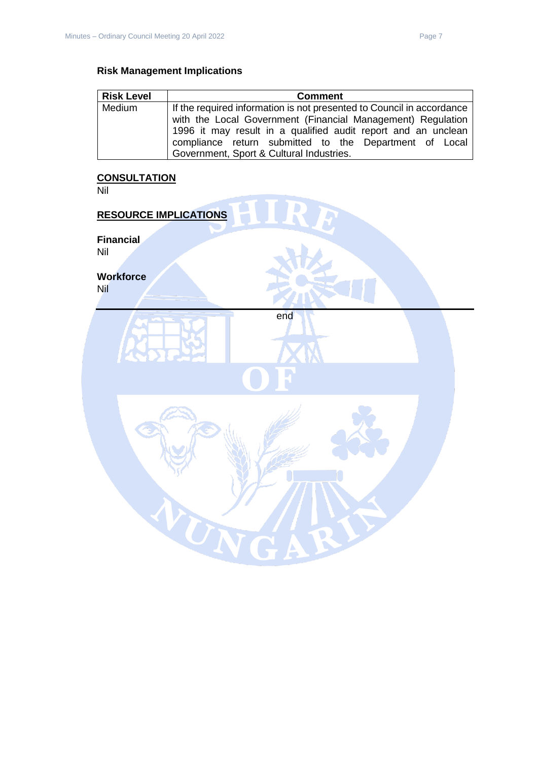### Risk Management Implications

| Risk Level | Comment |
| --- | --- |
| Medium | If the required information is not presented to Council in accordance with the Local Government (Financial Management) Regulation 1996 it may result in a qualified audit report and an unclean compliance return submitted to the Department of Local Government, Sport & Cultural Industries. |

## CONSULTATION

Nil

## RESOURCE IMPLICATIONS

**Financial**

Nil

**Workforce**

Nil

---

end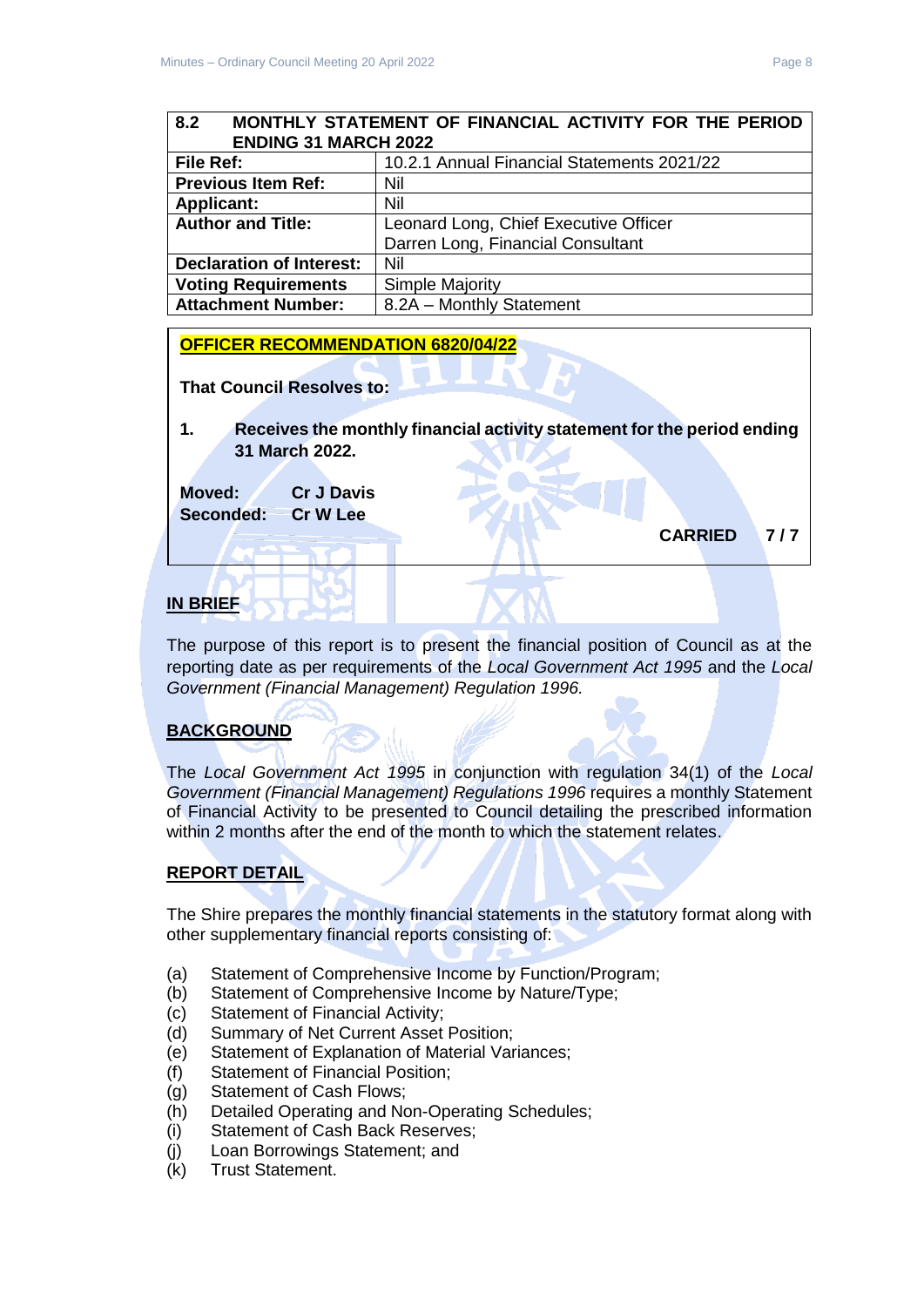| 8.2 MONTHLY STATEMENT OF FINANCIAL ACTIVITY FOR THE PERIOD ENDING 31 MARCH 2022 | |
|---|---|
| **File Ref:** | 10.2.1 Annual Financial Statements 2021/22 |
| **Previous Item Ref:** | Nil |
| **Applicant:** | Nil |
| **Author and Title:** | Leonard Long, Chief Executive Officer<br>Darren Long, Financial Consultant |
| **Declaration of Interest:** | Nil |
| **Voting Requirements** | Simple Majority |
| **Attachment Number:** | 8.2A – Monthly Statement |

**OFFICER RECOMMENDATION 6820/04/22**

**That Council Resolves to:**

**1. Receives the monthly financial activity statement for the period ending 31 March 2022.**

**Moved: Cr J Davis**
**Seconded: Cr W Lee**

**CARRIED 7 / 7**

## IN BRIEF

The purpose of this report is to present the financial position of Council as at the reporting date as per requirements of the *Local Government Act 1995* and the *Local Government (Financial Management) Regulation 1996.*

## BACKGROUND

The *Local Government Act 1995* in conjunction with regulation 34(1) of the *Local Government (Financial Management) Regulations 1996* requires a monthly Statement of Financial Activity to be presented to Council detailing the prescribed information within 2 months after the end of the month to which the statement relates.

## REPORT DETAIL

The Shire prepares the monthly financial statements in the statutory format along with other supplementary financial reports consisting of:

(a) Statement of Comprehensive Income by Function/Program;
(b) Statement of Comprehensive Income by Nature/Type;
(c) Statement of Financial Activity;
(d) Summary of Net Current Asset Position;
(e) Statement of Explanation of Material Variances;
(f) Statement of Financial Position;
(g) Statement of Cash Flows;
(h) Detailed Operating and Non-Operating Schedules;
(i) Statement of Cash Back Reserves;
(j) Loan Borrowings Statement; and
(k) Trust Statement.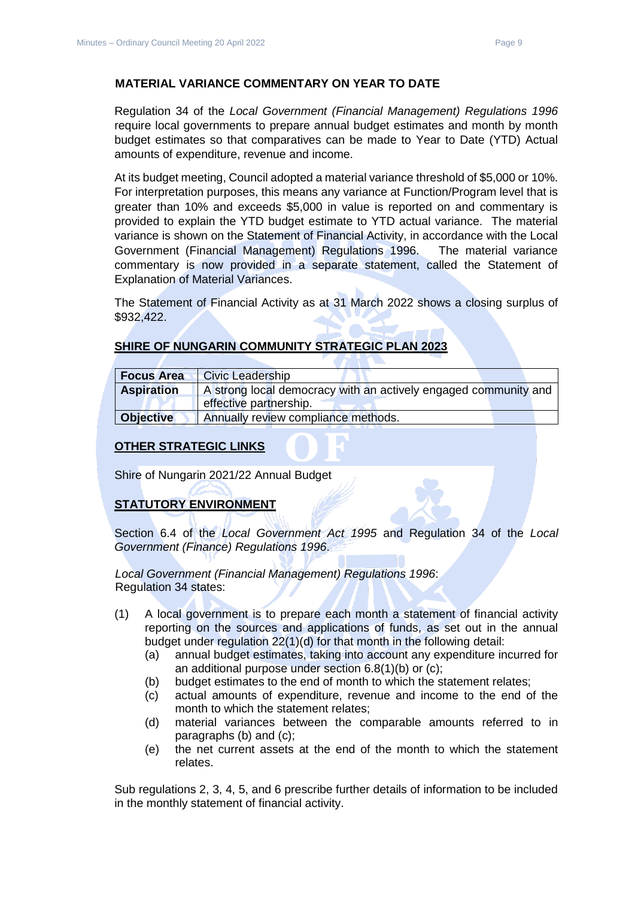**MATERIAL VARIANCE COMMENTARY ON YEAR TO DATE**

Regulation 34 of the *Local Government (Financial Management) Regulations 1996* require local governments to prepare annual budget estimates and month by month budget estimates so that comparatives can be made to Year to Date (YTD) Actual amounts of expenditure, revenue and income.

At its budget meeting, Council adopted a material variance threshold of $5,000 or 10%. For interpretation purposes, this means any variance at Function/Program level that is greater than 10% and exceeds $5,000 in value is reported on and commentary is provided to explain the YTD budget estimate to YTD actual variance. The material variance is shown on the Statement of Financial Activity, in accordance with the Local Government (Financial Management) Regulations 1996. The material variance commentary is now provided in a separate statement, called the Statement of Explanation of Material Variances.

The Statement of Financial Activity as at 31 March 2022 shows a closing surplus of $932,422.

## SHIRE OF NUNGARIN COMMUNITY STRATEGIC PLAN 2023

| **Focus Area** | Civic Leadership |
|---|---|
| **Aspiration** | A strong local democracy with an actively engaged community and effective partnership. |
| **Objective** | Annually review compliance methods. |

## OTHER STRATEGIC LINKS

Shire of Nungarin 2021/22 Annual Budget

## STATUTORY ENVIRONMENT

Section 6.4 of the *Local Government Act 1995* and Regulation 34 of the *Local Government (Finance) Regulations 1996*.

*Local Government (Financial Management) Regulations 1996*:
Regulation 34 states:

(1) A local government is to prepare each month a statement of financial activity reporting on the sources and applications of funds, as set out in the annual budget under regulation 22(1)(d) for that month in the following detail:
   - (a) annual budget estimates, taking into account any expenditure incurred for an additional purpose under section 6.8(1)(b) or (c);
   - (b) budget estimates to the end of month to which the statement relates;
   - (c) actual amounts of expenditure, revenue and income to the end of the month to which the statement relates;
   - (d) material variances between the comparable amounts referred to in paragraphs (b) and (c);
   - (e) the net current assets at the end of the month to which the statement relates.

Sub regulations 2, 3, 4, 5, and 6 prescribe further details of information to be included in the monthly statement of financial activity.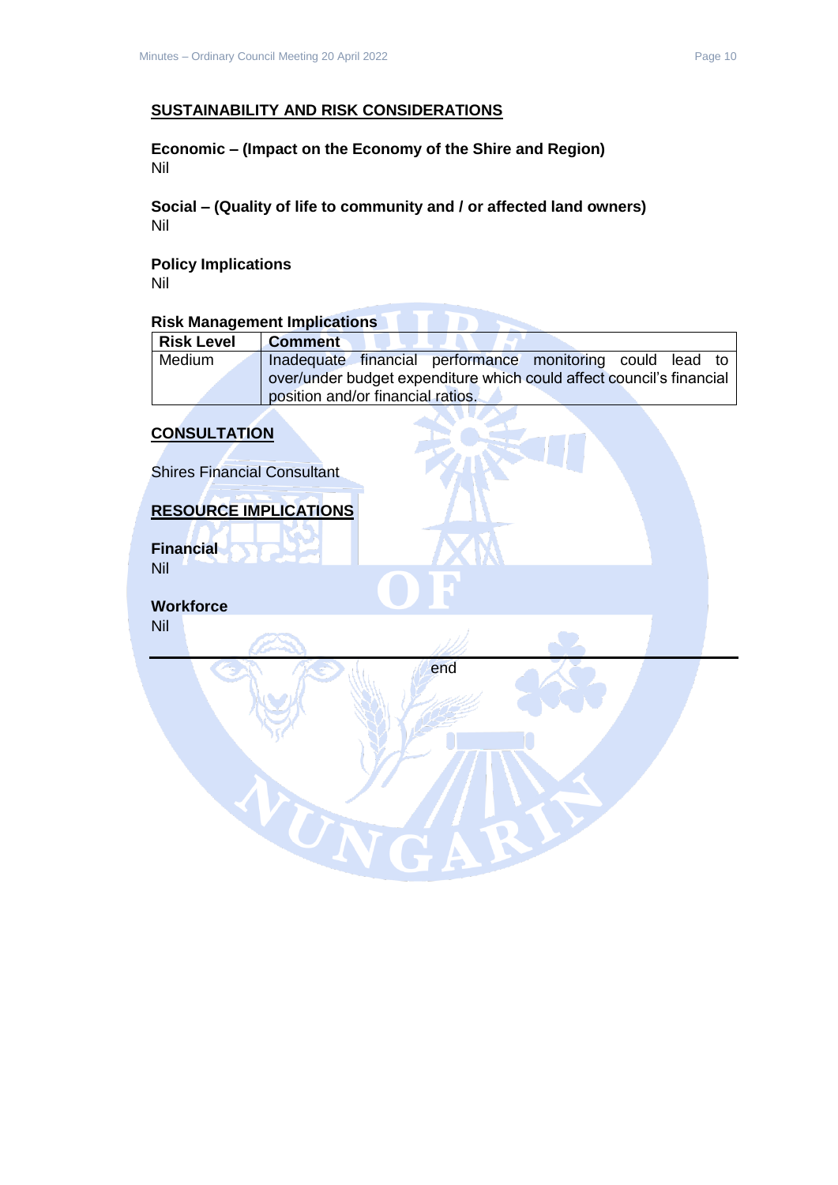## SUSTAINABILITY AND RISK CONSIDERATIONS

**Economic – (Impact on the Economy of the Shire and Region)**
Nil

**Social – (Quality of life to community and / or affected land owners)**
Nil

**Policy Implications**
Nil

**Risk Management Implications**

| Risk Level | Comment |
|---|---|
| Medium | Inadequate financial performance monitoring could lead to over/under budget expenditure which could affect council's financial position and/or financial ratios. |

## CONSULTATION

Shires Financial Consultant

## RESOURCE IMPLICATIONS

**Financial**
Nil

**Workforce**
Nil

---

end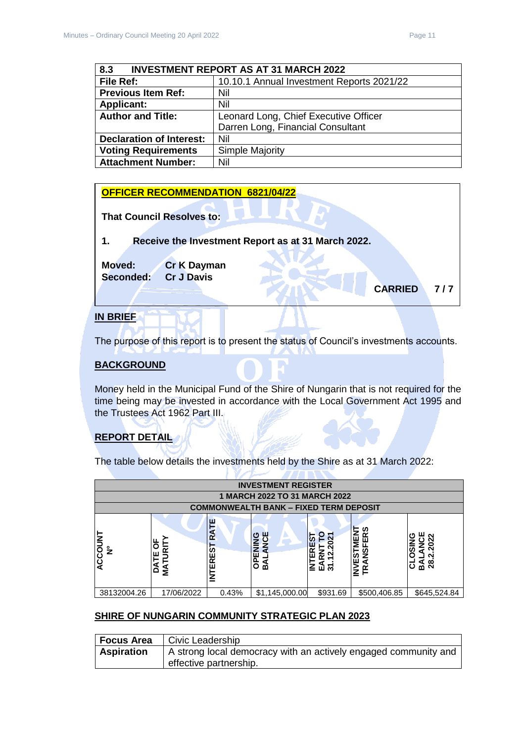| 8.3 | INVESTMENT REPORT AS AT 31 MARCH 2022 |
|---|---|
| **File Ref:** | 10.10.1 Annual Investment Reports 2021/22 |
| **Previous Item Ref:** | Nil |
| **Applicant:** | Nil |
| **Author and Title:** | Leonard Long, Chief Executive Officer<br>Darren Long, Financial Consultant |
| **Declaration of Interest:** | Nil |
| **Voting Requirements** | Simple Majority |
| **Attachment Number:** | Nil |

**OFFICER RECOMMENDATION 6821/04/22**

**That Council Resolves to:**

**1. Receive the Investment Report as at 31 March 2022.**

**Moved:** Cr K Dayman
**Seconded:** Cr J Davis

**CARRIED 7 / 7**

## IN BRIEF

The purpose of this report is to present the status of Council's investments accounts.

## BACKGROUND

Money held in the Municipal Fund of the Shire of Nungarin that is not required for the time being may be invested in accordance with the Local Government Act 1995 and the Trustees Act 1962 Part III.

## REPORT DETAIL

The table below details the investments held by the Shire as at 31 March 2022:

| INVESTMENT REGISTER<br>1 MARCH 2022 TO 31 MARCH 2022<br>COMMONWEALTH BANK – FIXED TERM DEPOSIT | | | | | | |
|---|---|---|---|---|---|---|
| ACCOUNT Nº | DATE OF MATURITY | INTEREST RATE | OPENING BALANCE | INTEREST EARNT TO 31.12.2021 | INVESTMENT TRANSFERS | CLOSING BALANCE 28.2.2022 |
| 38132004.26 | 17/06/2022 | 0.43% | $1,145,000.00 | $931.69 | $500,406.85 | $645,524.84 |

## SHIRE OF NUNGARIN COMMUNITY STRATEGIC PLAN 2023

| **Focus Area** | Civic Leadership |
|---|---|
| **Aspiration** | A strong local democracy with an actively engaged community and effective partnership. |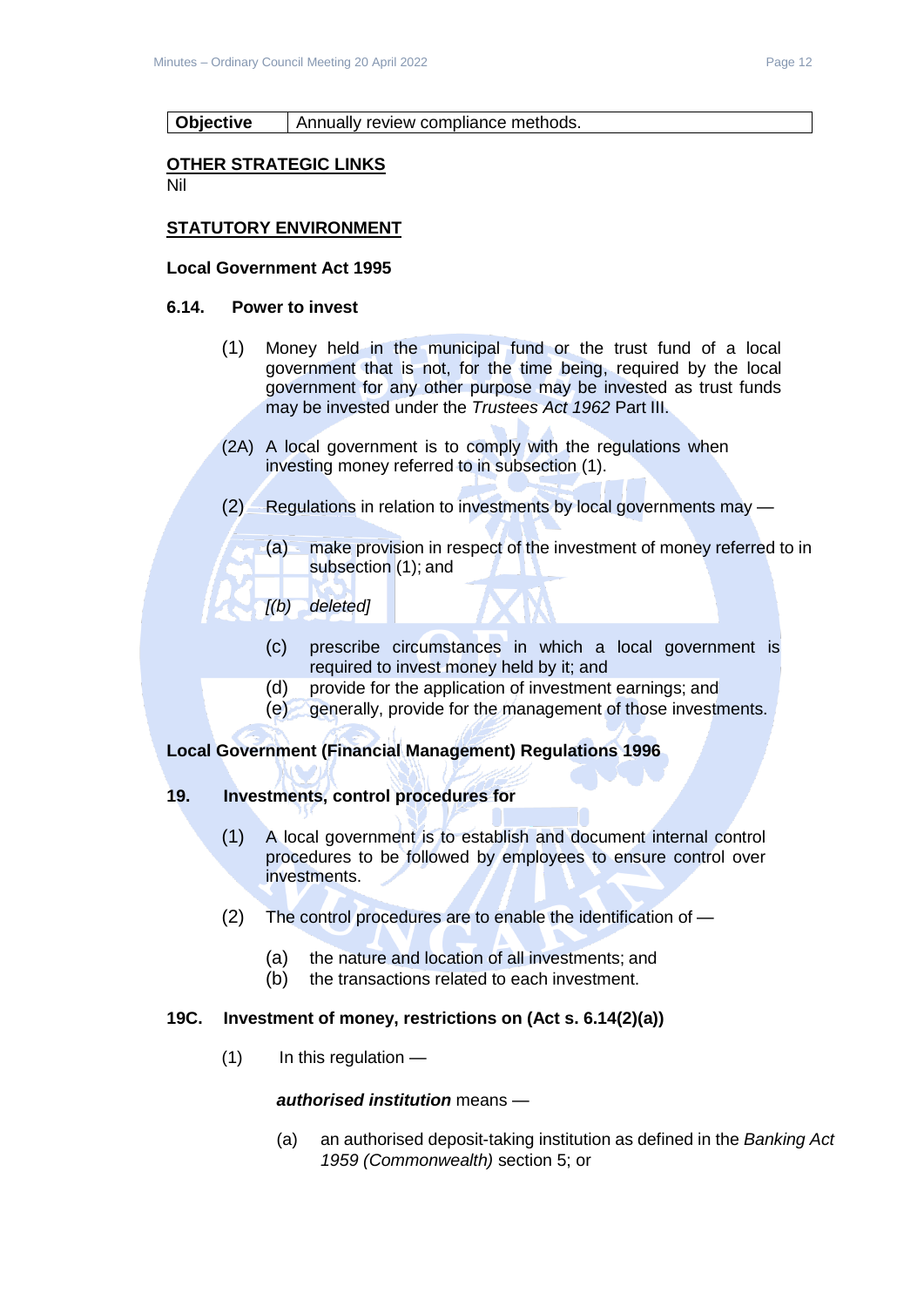| Objective | Annually review compliance methods. |
| --- | --- |

**OTHER STRATEGIC LINKS**

Nil

**STATUTORY ENVIRONMENT**

**Local Government Act 1995**

**6.14. Power to invest**

(1) Money held in the municipal fund or the trust fund of a local government that is not, for the time being, required by the local government for any other purpose may be invested as trust funds may be invested under the *Trustees Act 1962* Part III.

(2A) A local government is to comply with the regulations when investing money referred to in subsection (1).

(2) Regulations in relation to investments by local governments may —

- (a) make provision in respect of the investment of money referred to in subsection (1); and
- *[(b) deleted]*
- (c) prescribe circumstances in which a local government is required to invest money held by it; and
- (d) provide for the application of investment earnings; and
- (e) generally, provide for the management of those investments.

**Local Government (Financial Management) Regulations 1996**

**19. Investments, control procedures for**

(1) A local government is to establish and document internal control procedures to be followed by employees to ensure control over investments.

(2) The control procedures are to enable the identification of —

- (a) the nature and location of all investments; and
- (b) the transactions related to each investment.

**19C. Investment of money, restrictions on (Act s. 6.14(2)(a))**

(1) In this regulation —

***authorised institution*** means —

- (a) an authorised deposit-taking institution as defined in the *Banking Act 1959 (Commonwealth)* section 5; or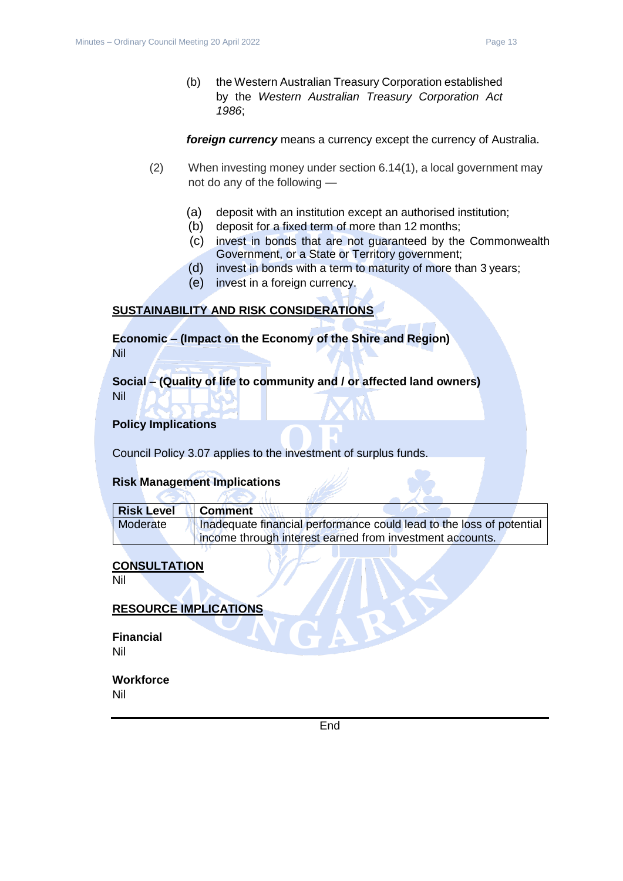(b) the Western Australian Treasury Corporation established by the *Western Australian Treasury Corporation Act 1986*;

***foreign currency*** means a currency except the currency of Australia.

(2) When investing money under section 6.14(1), a local government may not do any of the following —

(a) deposit with an institution except an authorised institution;
(b) deposit for a fixed term of more than 12 months;
(c) invest in bonds that are not guaranteed by the Commonwealth Government, or a State or Territory government;
(d) invest in bonds with a term to maturity of more than 3 years;
(e) invest in a foreign currency.

## SUSTAINABILITY AND RISK CONSIDERATIONS

**Economic – (Impact on the Economy of the Shire and Region)**
Nil

**Social – (Quality of life to community and / or affected land owners)**
Nil

**Policy Implications**

Council Policy 3.07 applies to the investment of surplus funds.

**Risk Management Implications**

| Risk Level | Comment |
|---|---|
| Moderate | Inadequate financial performance could lead to the loss of potential income through interest earned from investment accounts. |

## CONSULTATION

Nil

## RESOURCE IMPLICATIONS

**Financial**
Nil

**Workforce**
Nil

End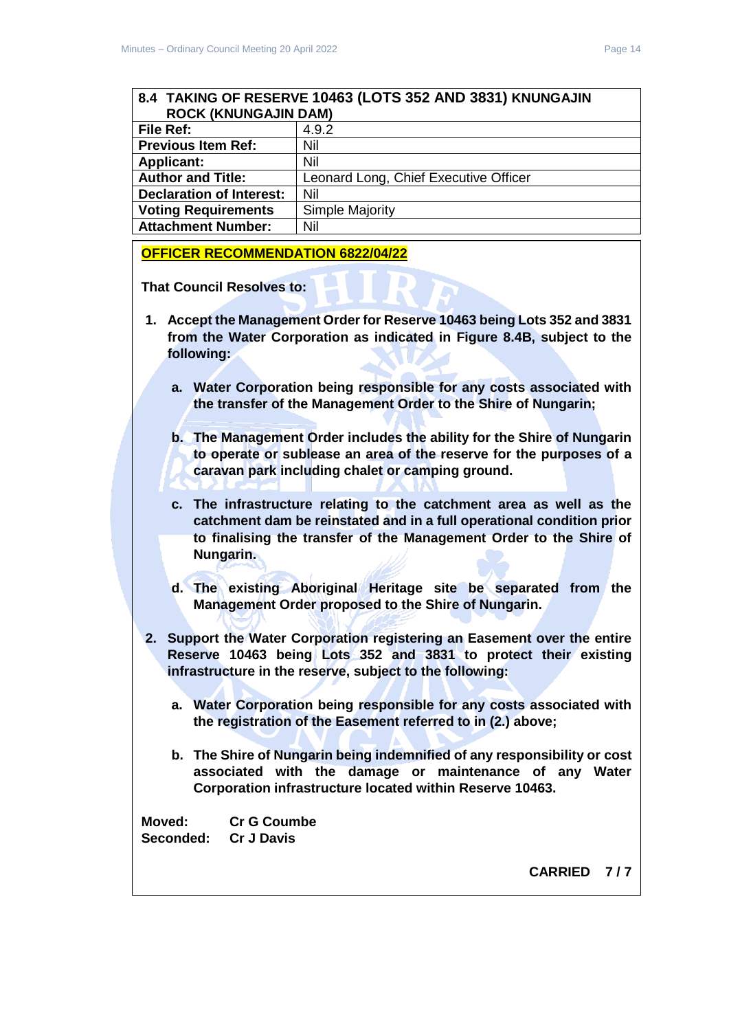## 8.4 TAKING OF RESERVE 10463 (LOTS 352 AND 3831) KNUNGAJIN ROCK (KNUNGAJIN DAM)

| | |
|---|---|
| **File Ref:** | 4.9.2 |
| **Previous Item Ref:** | Nil |
| **Applicant:** | Nil |
| **Author and Title:** | Leonard Long, Chief Executive Officer |
| **Declaration of Interest:** | Nil |
| **Voting Requirements** | Simple Majority |
| **Attachment Number:** | Nil |

**OFFICER RECOMMENDATION 6822/04/22**

**That Council Resolves to:**

1. **Accept the Management Order for Reserve 10463 being Lots 352 and 3831 from the Water Corporation as indicated in Figure 8.4B, subject to the following:**

   a. **Water Corporation being responsible for any costs associated with the transfer of the Management Order to the Shire of Nungarin;**

   b. **The Management Order includes the ability for the Shire of Nungarin to operate or sublease an area of the reserve for the purposes of a caravan park including chalet or camping ground.**

   c. **The infrastructure relating to the catchment area as well as the catchment dam be reinstated and in a full operational condition prior to finalising the transfer of the Management Order to the Shire of Nungarin.**

   d. **The existing Aboriginal Heritage site be separated from the Management Order proposed to the Shire of Nungarin.**

2. **Support the Water Corporation registering an Easement over the entire Reserve 10463 being Lots 352 and 3831 to protect their existing infrastructure in the reserve, subject to the following:**

   a. **Water Corporation being responsible for any costs associated with the registration of the Easement referred to in (2.) above;**

   b. **The Shire of Nungarin being indemnified of any responsibility or cost associated with the damage or maintenance of any Water Corporation infrastructure located within Reserve 10463.**

**Moved:** **Cr G Coumbe**
**Seconded:** **Cr J Davis**

**CARRIED 7 / 7**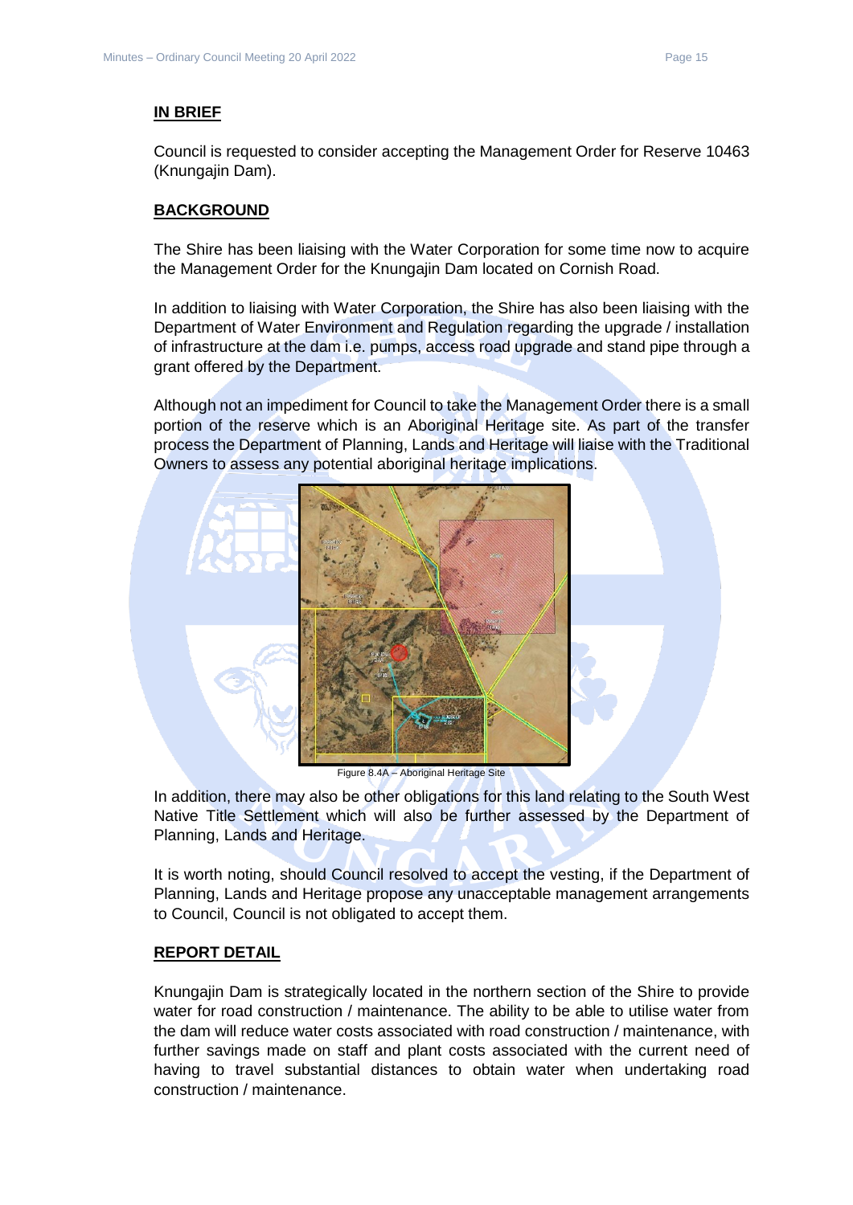## IN BRIEF

Council is requested to consider accepting the Management Order for Reserve 10463 (Knungajin Dam).

## BACKGROUND

The Shire has been liaising with the Water Corporation for some time now to acquire the Management Order for the Knungajin Dam located on Cornish Road.

In addition to liaising with Water Corporation, the Shire has also been liaising with the Department of Water Environment and Regulation regarding the upgrade / installation of infrastructure at the dam i.e. pumps, access road upgrade and stand pipe through a grant offered by the Department.

Although not an impediment for Council to take the Management Order there is a small portion of the reserve which is an Aboriginal Heritage site. As part of the transfer process the Department of Planning, Lands and Heritage will liaise with the Traditional Owners to assess any potential aboriginal heritage implications.

Figure 8.4A – Aboriginal Heritage Site

In addition, there may also be other obligations for this land relating to the South West Native Title Settlement which will also be further assessed by the Department of Planning, Lands and Heritage.

It is worth noting, should Council resolved to accept the vesting, if the Department of Planning, Lands and Heritage propose any unacceptable management arrangements to Council, Council is not obligated to accept them.

## REPORT DETAIL

Knungajin Dam is strategically located in the northern section of the Shire to provide water for road construction / maintenance. The ability to be able to utilise water from the dam will reduce water costs associated with road construction / maintenance, with further savings made on staff and plant costs associated with the current need of having to travel substantial distances to obtain water when undertaking road construction / maintenance.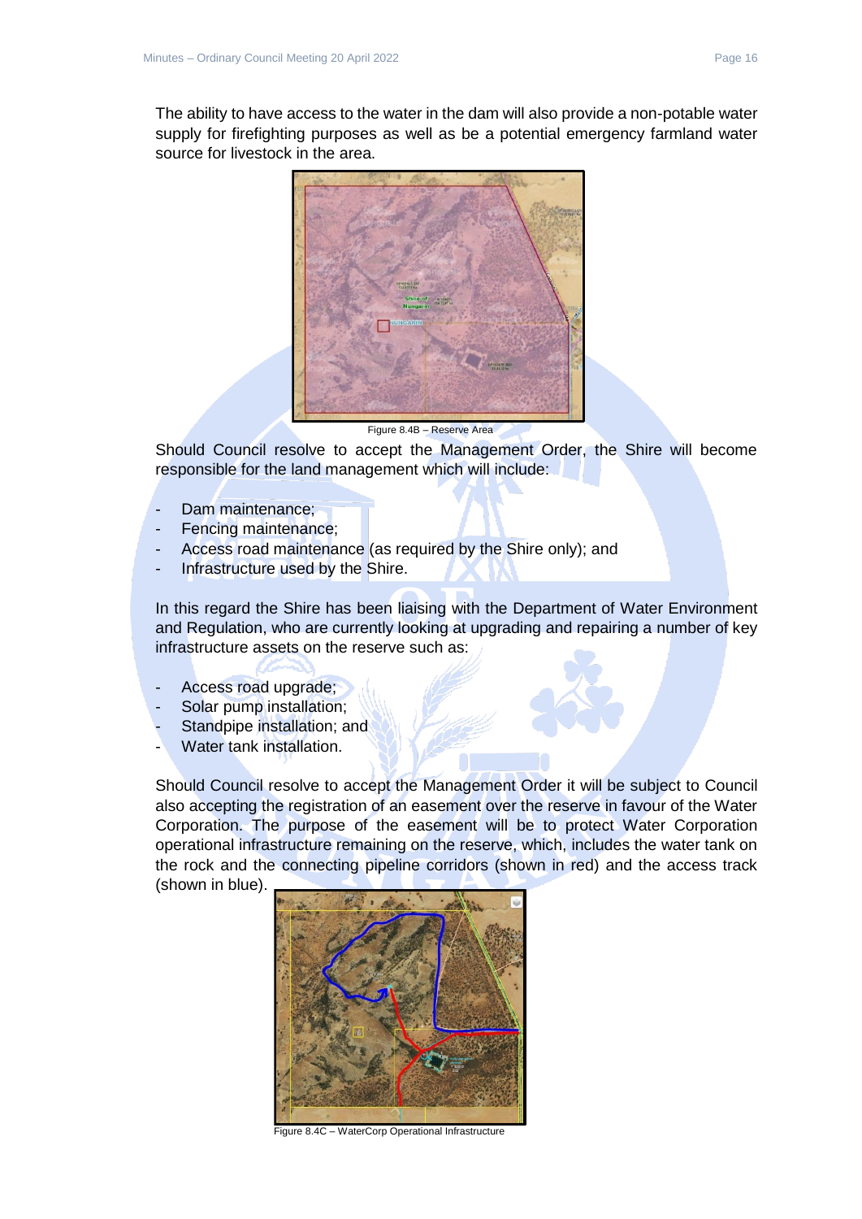The ability to have access to the water in the dam will also provide a non-potable water supply for firefighting purposes as well as be a potential emergency farmland water source for livestock in the area.

Figure 8.4B – Reserve Area

Should Council resolve to accept the Management Order, the Shire will become responsible for the land management which will include:

- Dam maintenance;
- Fencing maintenance;
- Access road maintenance (as required by the Shire only); and
- Infrastructure used by the Shire.

In this regard the Shire has been liaising with the Department of Water Environment and Regulation, who are currently looking at upgrading and repairing a number of key infrastructure assets on the reserve such as:

- Access road upgrade;
- Solar pump installation;
- Standpipe installation; and
- Water tank installation.

Should Council resolve to accept the Management Order it will be subject to Council also accepting the registration of an easement over the reserve in favour of the Water Corporation. The purpose of the easement will be to protect Water Corporation operational infrastructure remaining on the reserve, which, includes the water tank on the rock and the connecting pipeline corridors (shown in red) and the access track (shown in blue).

Figure 8.4C – WaterCorp Operational Infrastructure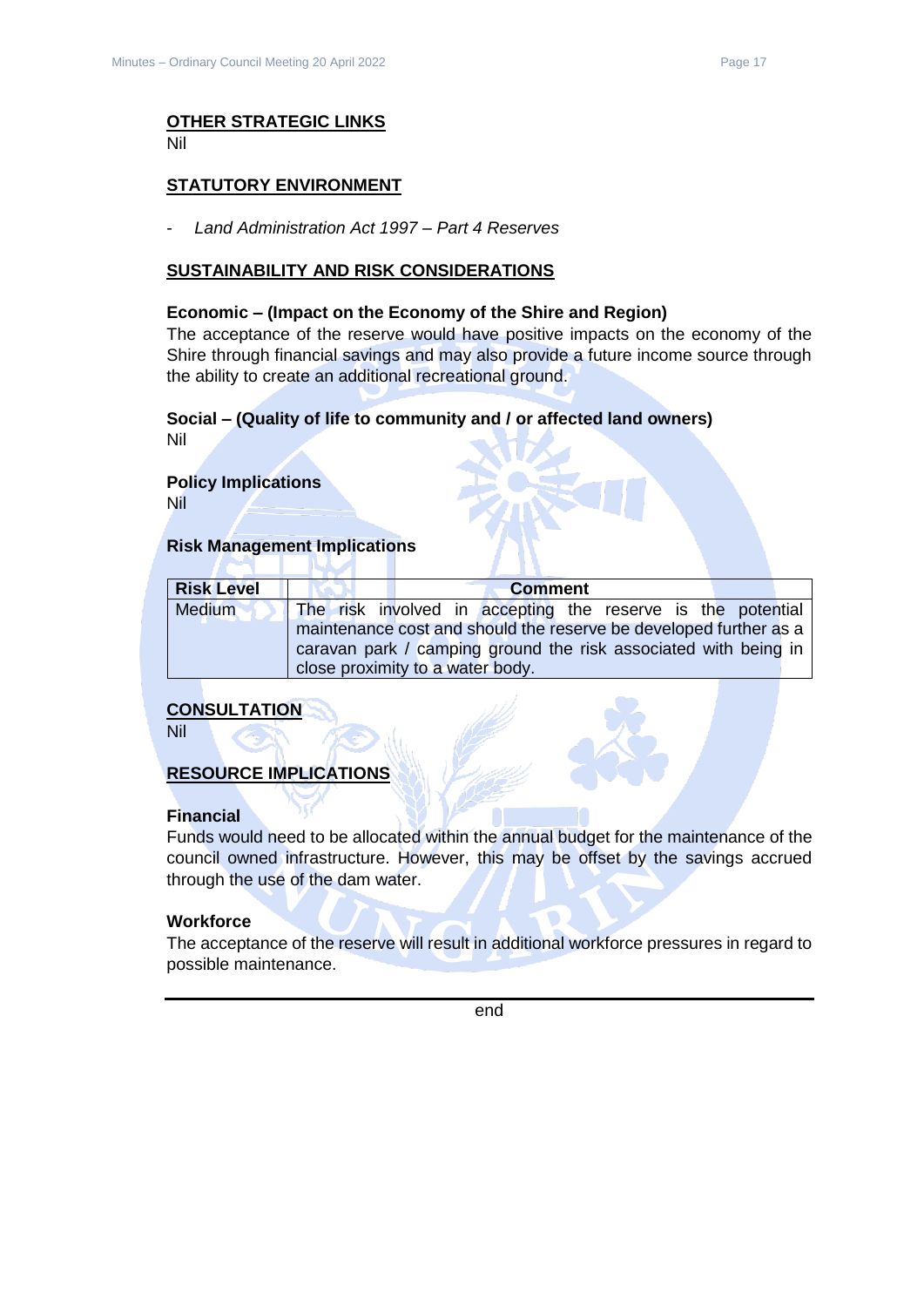**OTHER STRATEGIC LINKS**
Nil

**STATUTORY ENVIRONMENT**

- *Land Administration Act 1997 – Part 4 Reserves*

**SUSTAINABILITY AND RISK CONSIDERATIONS**

**Economic – (Impact on the Economy of the Shire and Region)**
The acceptance of the reserve would have positive impacts on the economy of the Shire through financial savings and may also provide a future income source through the ability to create an additional recreational ground.

**Social – (Quality of life to community and / or affected land owners)**
Nil

**Policy Implications**
Nil

**Risk Management Implications**

| Risk Level | Comment |
|---|---|
| Medium | The risk involved in accepting the reserve is the potential maintenance cost and should the reserve be developed further as a caravan park / camping ground the risk associated with being in close proximity to a water body. |

**CONSULTATION**
Nil

**RESOURCE IMPLICATIONS**

**Financial**
Funds would need to be allocated within the annual budget for the maintenance of the council owned infrastructure. However, this may be offset by the savings accrued through the use of the dam water.

**Workforce**
The acceptance of the reserve will result in additional workforce pressures in regard to possible maintenance.

---

end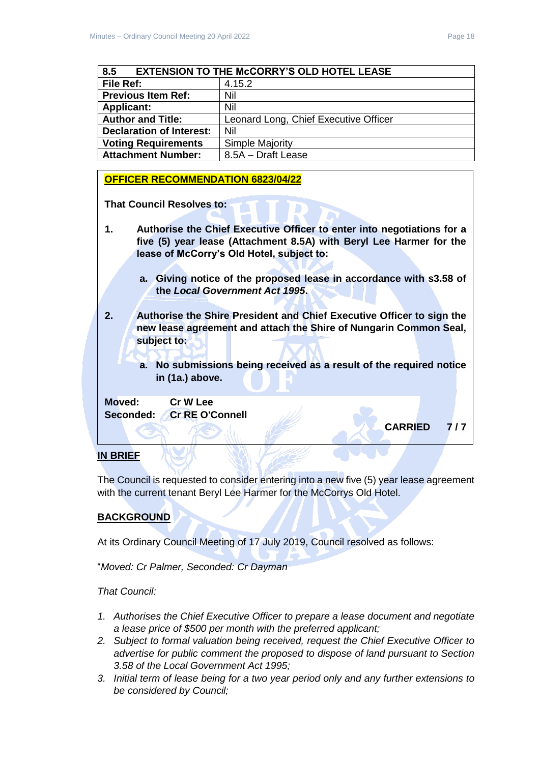| 8.5 | EXTENSION TO THE McCORRY'S OLD HOTEL LEASE |
|---|---|
| **File Ref:** | 4.15.2 |
| **Previous Item Ref:** | Nil |
| **Applicant:** | Nil |
| **Author and Title:** | Leonard Long, Chief Executive Officer |
| **Declaration of Interest:** | Nil |
| **Voting Requirements** | Simple Majority |
| **Attachment Number:** | 8.5A – Draft Lease |

**OFFICER RECOMMENDATION 6823/04/22**

**That Council Resolves to:**

1. **Authorise the Chief Executive Officer to enter into negotiations for a five (5) year lease (Attachment 8.5A) with Beryl Lee Harmer for the lease of McCorry's Old Hotel, subject to:**
   a. **Giving notice of the proposed lease in accordance with s3.58 of the *Local Government Act 1995*.**
2. **Authorise the Shire President and Chief Executive Officer to sign the new lease agreement and attach the Shire of Nungarin Common Seal, subject to:**
   a. **No submissions being received as a result of the required notice in (1a.) above.**

**Moved:** **Cr W Lee**
**Seconded:** **Cr RE O'Connell**

**CARRIED 7 / 7**

## IN BRIEF

The Council is requested to consider entering into a new five (5) year lease agreement with the current tenant Beryl Lee Harmer for the McCorrys Old Hotel.

## BACKGROUND

At its Ordinary Council Meeting of 17 July 2019, Council resolved as follows:

"*Moved: Cr Palmer, Seconded: Cr Dayman*

*That Council:*

1. *Authorises the Chief Executive Officer to prepare a lease document and negotiate a lease price of $500 per month with the preferred applicant;*
2. *Subject to formal valuation being received, request the Chief Executive Officer to advertise for public comment the proposed to dispose of land pursuant to Section 3.58 of the Local Government Act 1995;*
3. *Initial term of lease being for a two year period only and any further extensions to be considered by Council;*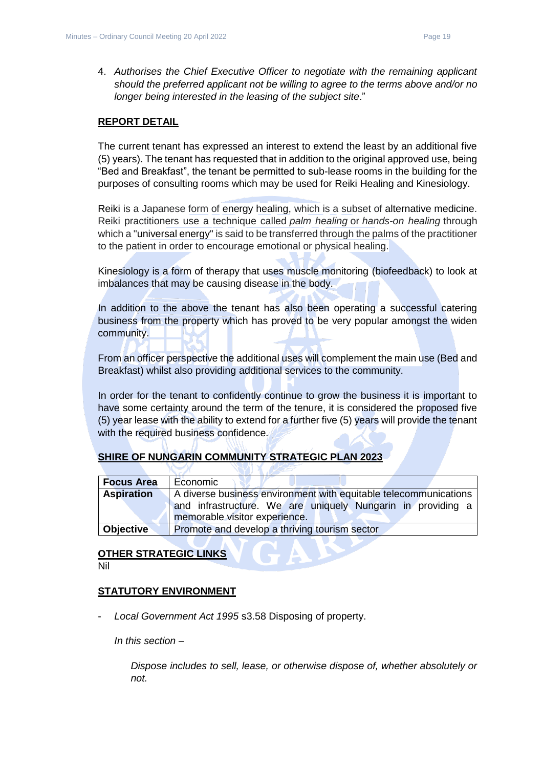4. *Authorises the Chief Executive Officer to negotiate with the remaining applicant should the preferred applicant not be willing to agree to the terms above and/or no longer being interested in the leasing of the subject site*."

**REPORT DETAIL**

The current tenant has expressed an interest to extend the least by an additional five (5) years. The tenant has requested that in addition to the original approved use, being "Bed and Breakfast", the tenant be permitted to sub-lease rooms in the building for the purposes of consulting rooms which may be used for Reiki Healing and Kinesiology.

Reiki is a Japanese form of energy healing, which is a subset of alternative medicine. Reiki practitioners use a technique called *palm healing* or *hands-on healing* through which a "universal energy" is said to be transferred through the palms of the practitioner to the patient in order to encourage emotional or physical healing.

Kinesiology is a form of therapy that uses muscle monitoring (biofeedback) to look at imbalances that may be causing disease in the body.

In addition to the above the tenant has also been operating a successful catering business from the property which has proved to be very popular amongst the widen community.

From an officer perspective the additional uses will complement the main use (Bed and Breakfast) whilst also providing additional services to the community.

In order for the tenant to confidently continue to grow the business it is important to have some certainty around the term of the tenure, it is considered the proposed five (5) year lease with the ability to extend for a further five (5) years will provide the tenant with the required business confidence.

**SHIRE OF NUNGARIN COMMUNITY STRATEGIC PLAN 2023**

| **Focus Area** | Economic |
|---|---|
| **Aspiration** | A diverse business environment with equitable telecommunications and infrastructure. We are uniquely Nungarin in providing a memorable visitor experience. |
| **Objective** | Promote and develop a thriving tourism sector |

**OTHER STRATEGIC LINKS**

Nil

**STATUTORY ENVIRONMENT**

- *Local Government Act 1995* s3.58 Disposing of property.

  *In this section –*

  > *Dispose includes to sell, lease, or otherwise dispose of, whether absolutely or not.*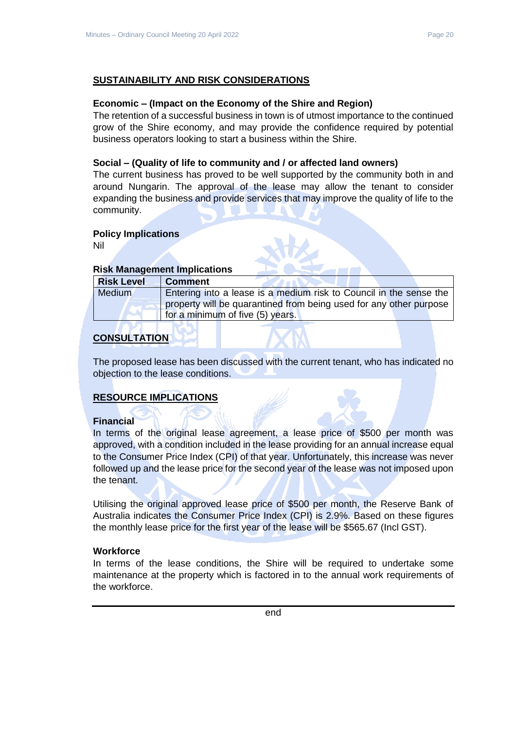## SUSTAINABILITY AND RISK CONSIDERATIONS

**Economic – (Impact on the Economy of the Shire and Region)**
The retention of a successful business in town is of utmost importance to the continued grow of the Shire economy, and may provide the confidence required by potential business operators looking to start a business within the Shire.

**Social – (Quality of life to community and / or affected land owners)**
The current business has proved to be well supported by the community both in and around Nungarin. The approval of the lease may allow the tenant to consider expanding the business and provide services that may improve the quality of life to the community.

**Policy Implications**
Nil

**Risk Management Implications**

| Risk Level | Comment |
|---|---|
| Medium | Entering into a lease is a medium risk to Council in the sense the property will be quarantined from being used for any other purpose for a minimum of five (5) years. |

## CONSULTATION

The proposed lease has been discussed with the current tenant, who has indicated no objection to the lease conditions.

## RESOURCE IMPLICATIONS

**Financial**
In terms of the original lease agreement, a lease price of $500 per month was approved, with a condition included in the lease providing for an annual increase equal to the Consumer Price Index (CPI) of that year. Unfortunately, this increase was never followed up and the lease price for the second year of the lease was not imposed upon the tenant.

Utilising the original approved lease price of $500 per month, the Reserve Bank of Australia indicates the Consumer Price Index (CPI) is 2.9%. Based on these figures the monthly lease price for the first year of the lease will be $565.67 (Incl GST).

**Workforce**
In terms of the lease conditions, the Shire will be required to undertake some maintenance at the property which is factored in to the annual work requirements of the workforce.

---

end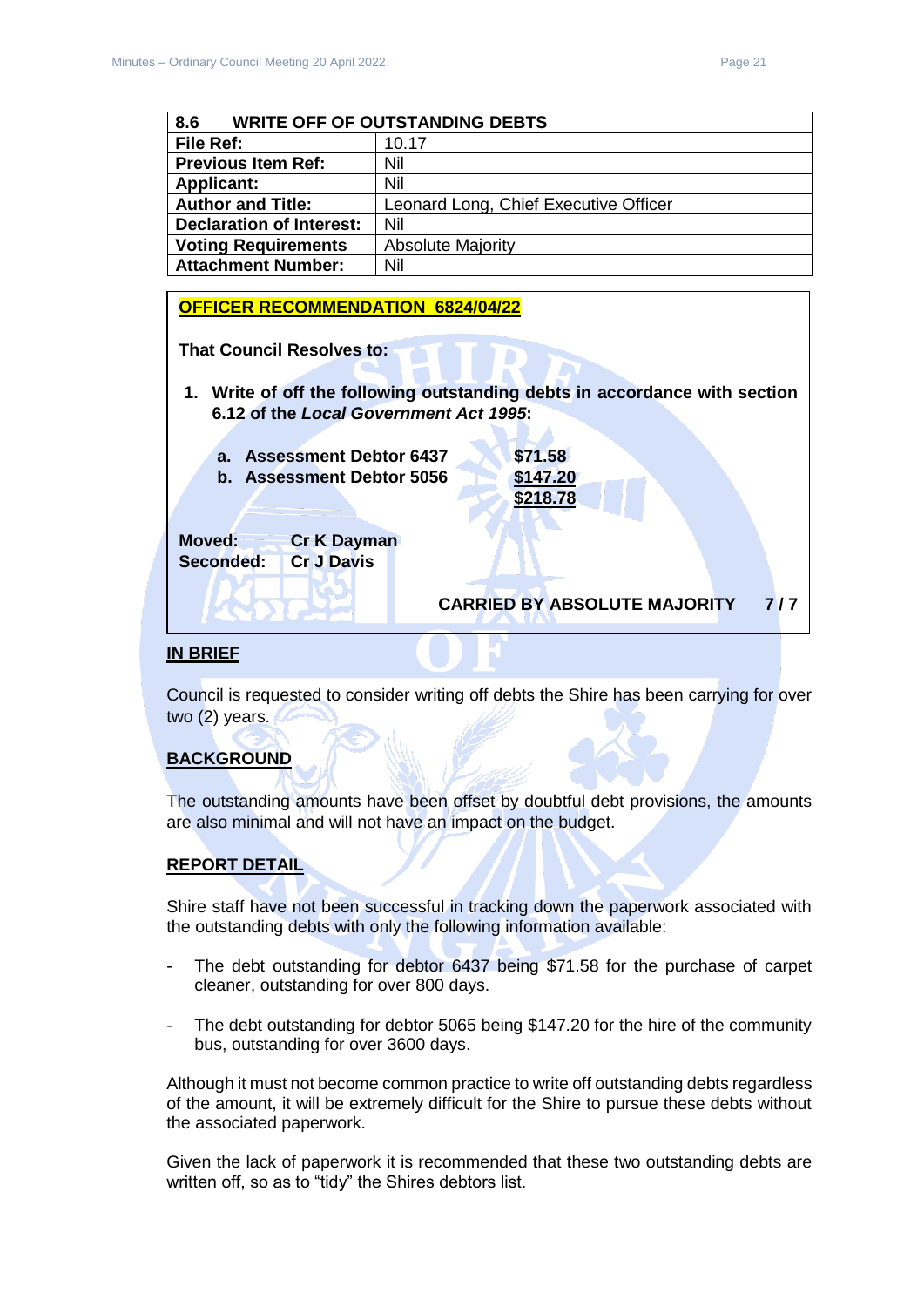| 8.6 WRITE OFF OF OUTSTANDING DEBTS | |
|---|---|
| **File Ref:** | 10.17 |
| **Previous Item Ref:** | Nil |
| **Applicant:** | Nil |
| **Author and Title:** | Leonard Long, Chief Executive Officer |
| **Declaration of Interest:** | Nil |
| **Voting Requirements** | Absolute Majority |
| **Attachment Number:** | Nil |

**OFFICER RECOMMENDATION 6824/04/22**

**That Council Resolves to:**

1. **Write of off the following outstanding debts in accordance with section 6.12 of the *Local Government Act 1995*:**

   a. **Assessment Debtor 6437** **$71.58**
   b. **Assessment Debtor 5056** **$147.20**
   **$218.78**

**Moved:** **Cr K Dayman**
**Seconded:** **Cr J Davis**

**CARRIED BY ABSOLUTE MAJORITY 7 / 7**

## IN BRIEF

Council is requested to consider writing off debts the Shire has been carrying for over two (2) years.

## BACKGROUND

The outstanding amounts have been offset by doubtful debt provisions, the amounts are also minimal and will not have an impact on the budget.

## REPORT DETAIL

Shire staff have not been successful in tracking down the paperwork associated with the outstanding debts with only the following information available:

- The debt outstanding for debtor 6437 being $71.58 for the purchase of carpet cleaner, outstanding for over 800 days.
- The debt outstanding for debtor 5065 being $147.20 for the hire of the community bus, outstanding for over 3600 days.

Although it must not become common practice to write off outstanding debts regardless of the amount, it will be extremely difficult for the Shire to pursue these debts without the associated paperwork.

Given the lack of paperwork it is recommended that these two outstanding debts are written off, so as to "tidy" the Shires debtors list.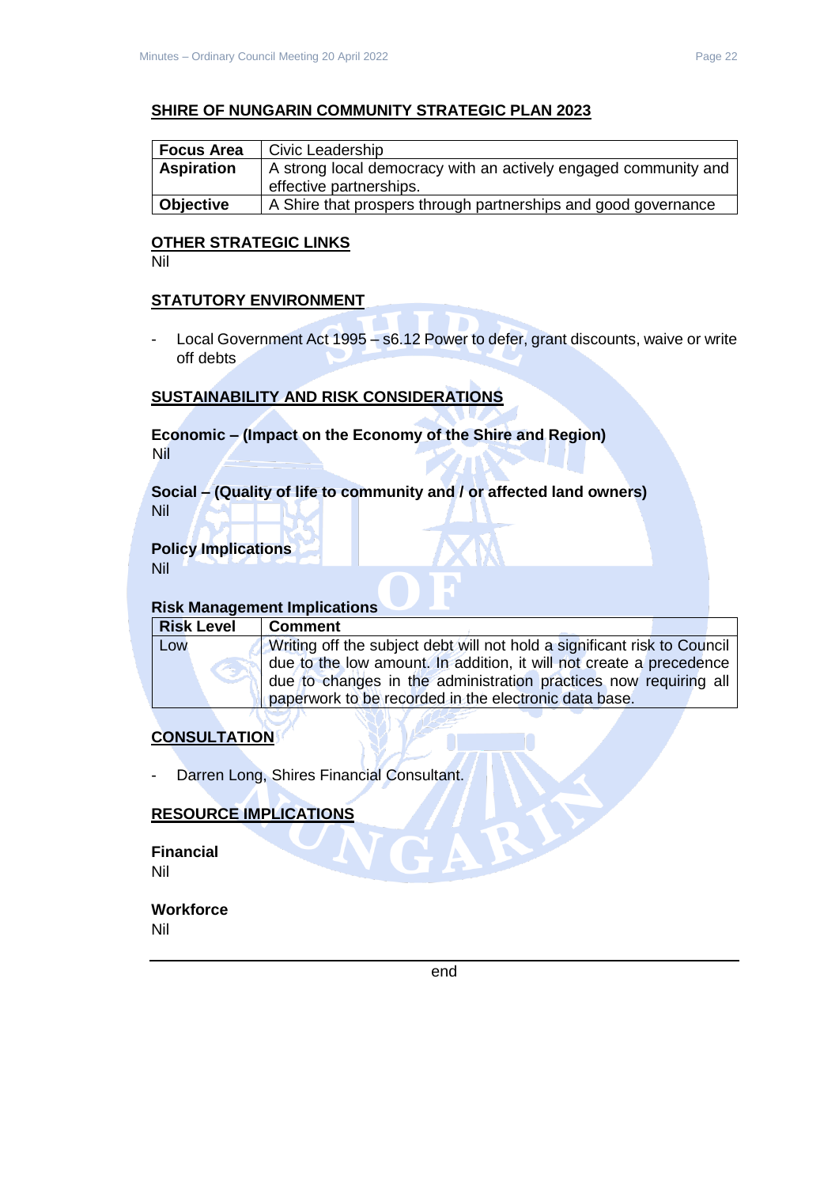## SHIRE OF NUNGARIN COMMUNITY STRATEGIC PLAN 2023

| **Focus Area** | Civic Leadership |
|---|---|
| **Aspiration** | A strong local democracy with an actively engaged community and effective partnerships. |
| **Objective** | A Shire that prospers through partnerships and good governance |

## OTHER STRATEGIC LINKS

Nil

## STATUTORY ENVIRONMENT

- Local Government Act 1995 – s6.12 Power to defer, grant discounts, waive or write off debts

## SUSTAINABILITY AND RISK CONSIDERATIONS

**Economic – (Impact on the Economy of the Shire and Region)**
Nil

**Social – (Quality of life to community and / or affected land owners)**
Nil

**Policy Implications**
Nil

**Risk Management Implications**

| **Risk Level** | **Comment** |
|---|---|
| Low | Writing off the subject debt will not hold a significant risk to Council due to the low amount. In addition, it will not create a precedence due to changes in the administration practices now requiring all paperwork to be recorded in the electronic data base. |

## CONSULTATION

- Darren Long, Shires Financial Consultant.

## RESOURCE IMPLICATIONS

**Financial**
Nil

**Workforce**
Nil

end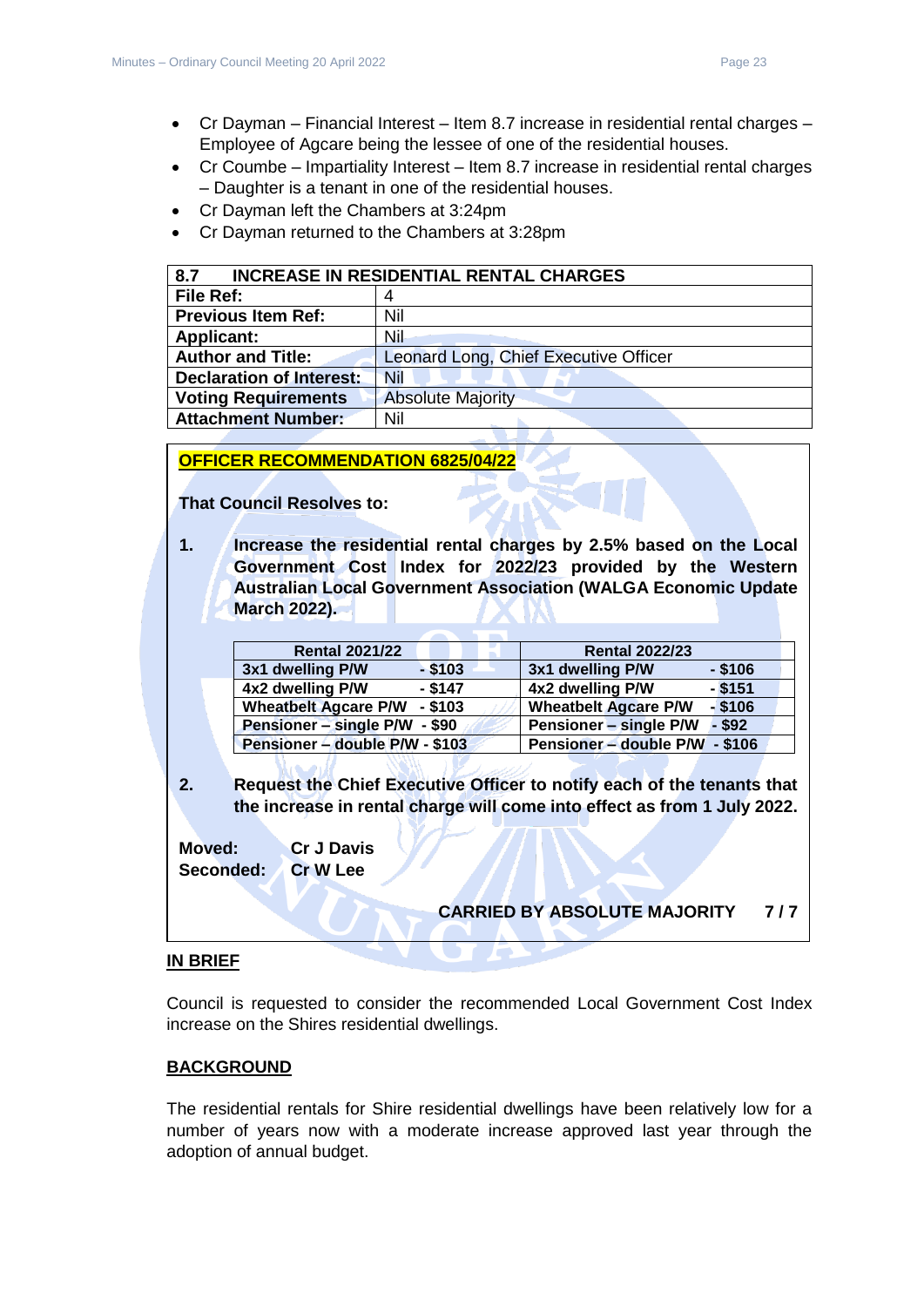- Cr Dayman – Financial Interest – Item 8.7 increase in residential rental charges – Employee of Agcare being the lessee of one of the residential houses.
- Cr Coumbe – Impartiality Interest – Item 8.7 increase in residential rental charges – Daughter is a tenant in one of the residential houses.
- Cr Dayman left the Chambers at 3:24pm
- Cr Dayman returned to the Chambers at 3:28pm

| **8.7 INCREASE IN RESIDENTIAL RENTAL CHARGES** | |
|---|---|
| **File Ref:** | 4 |
| **Previous Item Ref:** | Nil |
| **Applicant:** | Nil |
| **Author and Title:** | Leonard Long, Chief Executive Officer |
| **Declaration of Interest:** | Nil |
| **Voting Requirements** | Absolute Majority |
| **Attachment Number:** | Nil |

**OFFICER RECOMMENDATION 6825/04/22**

**That Council Resolves to:**

**1. Increase the residential rental charges by 2.5% based on the Local Government Cost Index for 2022/23 provided by the Western Australian Local Government Association (WALGA Economic Update March 2022).**

| **Rental 2021/22** | **Rental 2022/23** |
|---|---|
| **3x1 dwelling P/W - $103** | **3x1 dwelling P/W - $106** |
| **4x2 dwelling P/W - $147** | **4x2 dwelling P/W - $151** |
| **Wheatbelt Agcare P/W - $103** | **Wheatbelt Agcare P/W - $106** |
| **Pensioner – single P/W - $90** | **Pensioner – single P/W - $92** |
| **Pensioner – double P/W - $103** | **Pensioner – double P/W - $106** |

**2. Request the Chief Executive Officer to notify each of the tenants that the increase in rental charge will come into effect as from 1 July 2022.**

**Moved:** **Cr J Davis**
**Seconded:** **Cr W Lee**

**CARRIED BY ABSOLUTE MAJORITY 7 / 7**

**IN BRIEF**

Council is requested to consider the recommended Local Government Cost Index increase on the Shires residential dwellings.

**BACKGROUND**

The residential rentals for Shire residential dwellings have been relatively low for a number of years now with a moderate increase approved last year through the adoption of annual budget.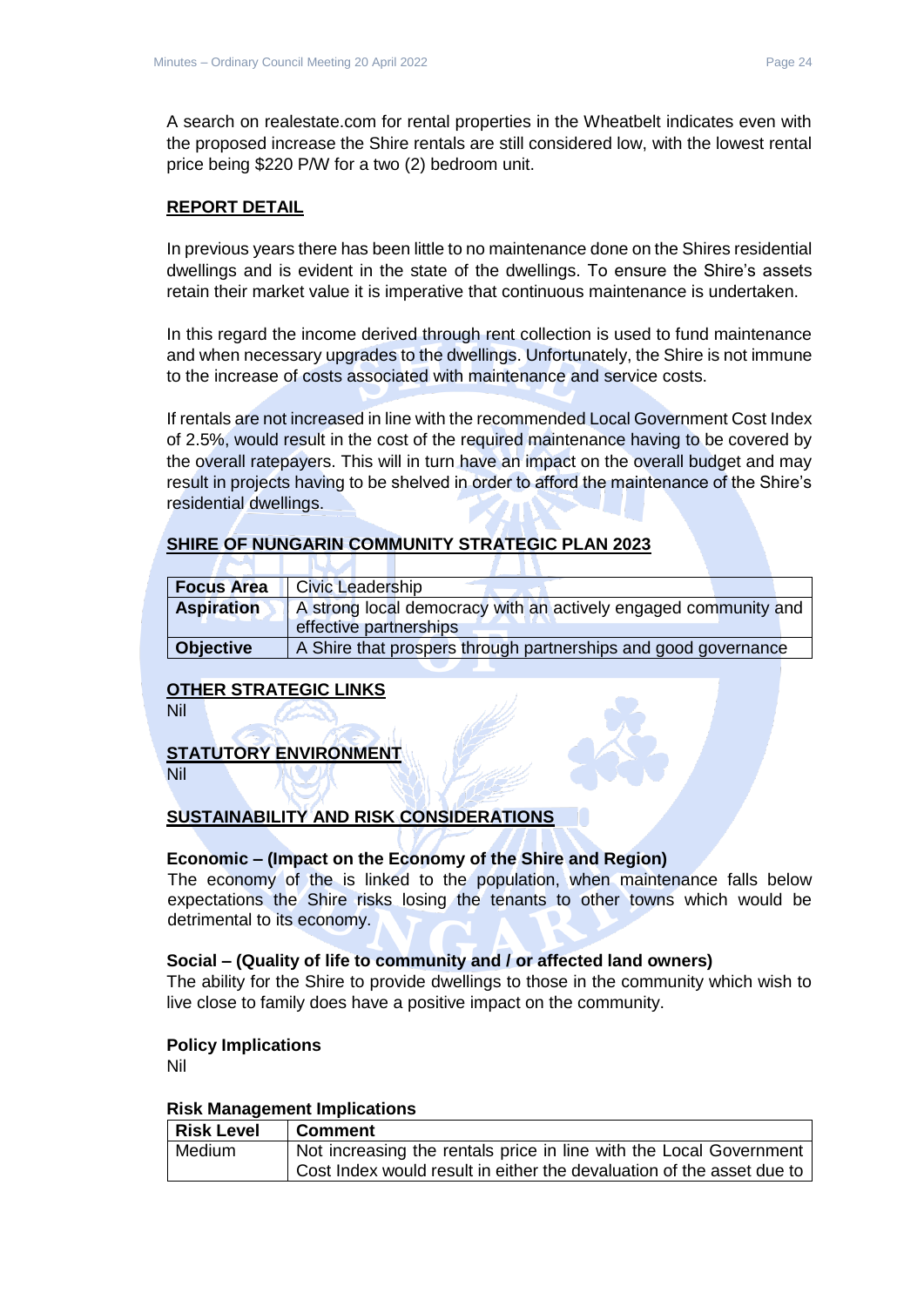A search on realestate.com for rental properties in the Wheatbelt indicates even with the proposed increase the Shire rentals are still considered low, with the lowest rental price being $220 P/W for a two (2) bedroom unit.

## REPORT DETAIL

In previous years there has been little to no maintenance done on the Shires residential dwellings and is evident in the state of the dwellings. To ensure the Shire's assets retain their market value it is imperative that continuous maintenance is undertaken.

In this regard the income derived through rent collection is used to fund maintenance and when necessary upgrades to the dwellings. Unfortunately, the Shire is not immune to the increase of costs associated with maintenance and service costs.

If rentals are not increased in line with the recommended Local Government Cost Index of 2.5%, would result in the cost of the required maintenance having to be covered by the overall ratepayers. This will in turn have an impact on the overall budget and may result in projects having to be shelved in order to afford the maintenance of the Shire's residential dwellings.

## SHIRE OF NUNGARIN COMMUNITY STRATEGIC PLAN 2023

| | |
|---|---|
| **Focus Area** | Civic Leadership |
| **Aspiration** | A strong local democracy with an actively engaged community and effective partnerships |
| **Objective** | A Shire that prospers through partnerships and good governance |

## OTHER STRATEGIC LINKS

Nil

## STATUTORY ENVIRONMENT

Nil

## SUSTAINABILITY AND RISK CONSIDERATIONS

### Economic – (Impact on the Economy of the Shire and Region)

The economy of the is linked to the population, when maintenance falls below expectations the Shire risks losing the tenants to other towns which would be detrimental to its economy.

### Social – (Quality of life to community and / or affected land owners)

The ability for the Shire to provide dwellings to those in the community which wish to live close to family does have a positive impact on the community.

### Policy Implications

Nil

### Risk Management Implications

| Risk Level | Comment |
|---|---|
| Medium | Not increasing the rentals price in line with the Local Government Cost Index would result in either the devaluation of the asset due to |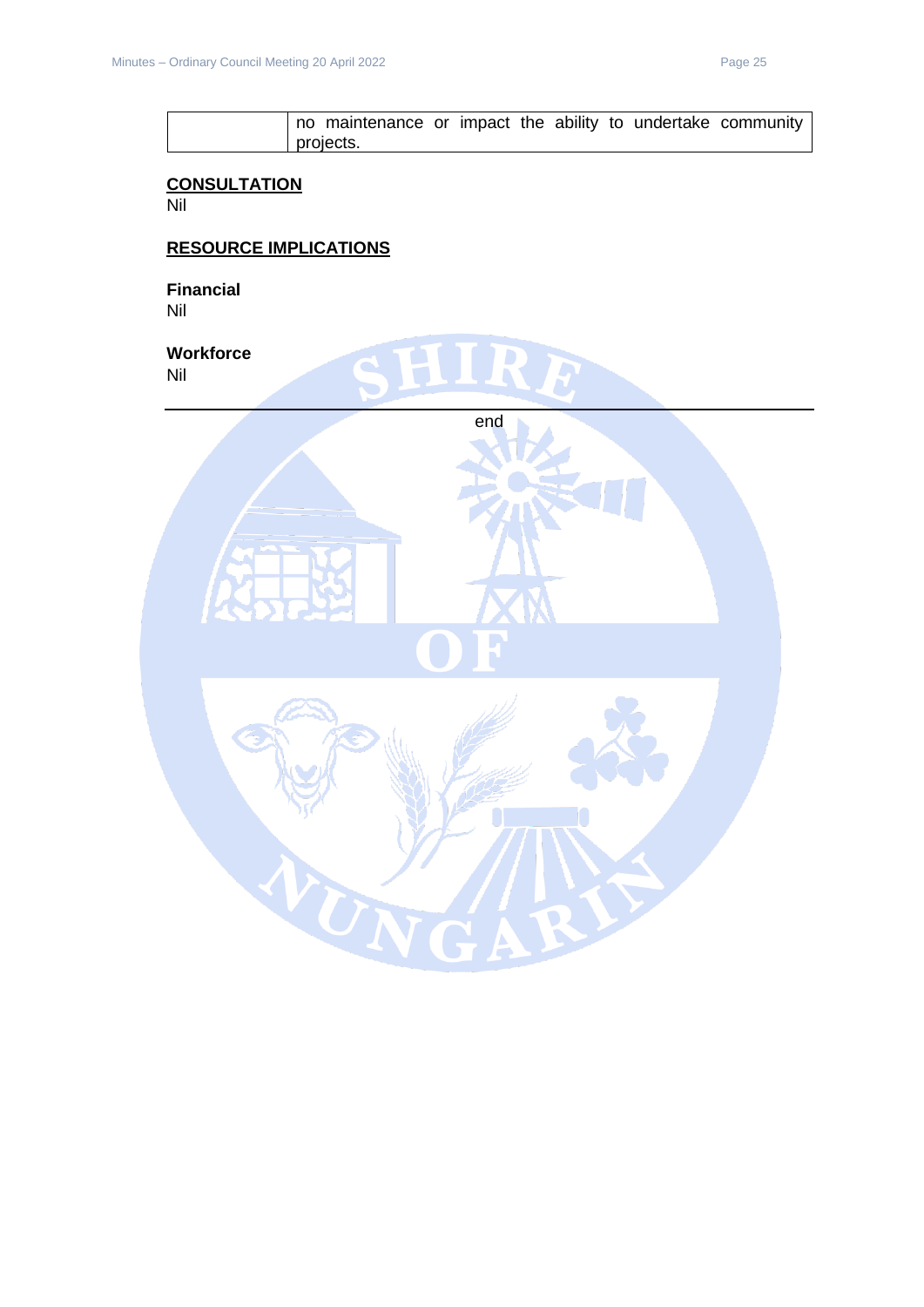|  | no maintenance or impact the ability to undertake community projects. |
| --- | --- |

**CONSULTATION**

Nil

**RESOURCE IMPLICATIONS**

**Financial**

Nil

**Workforce**

Nil

---

end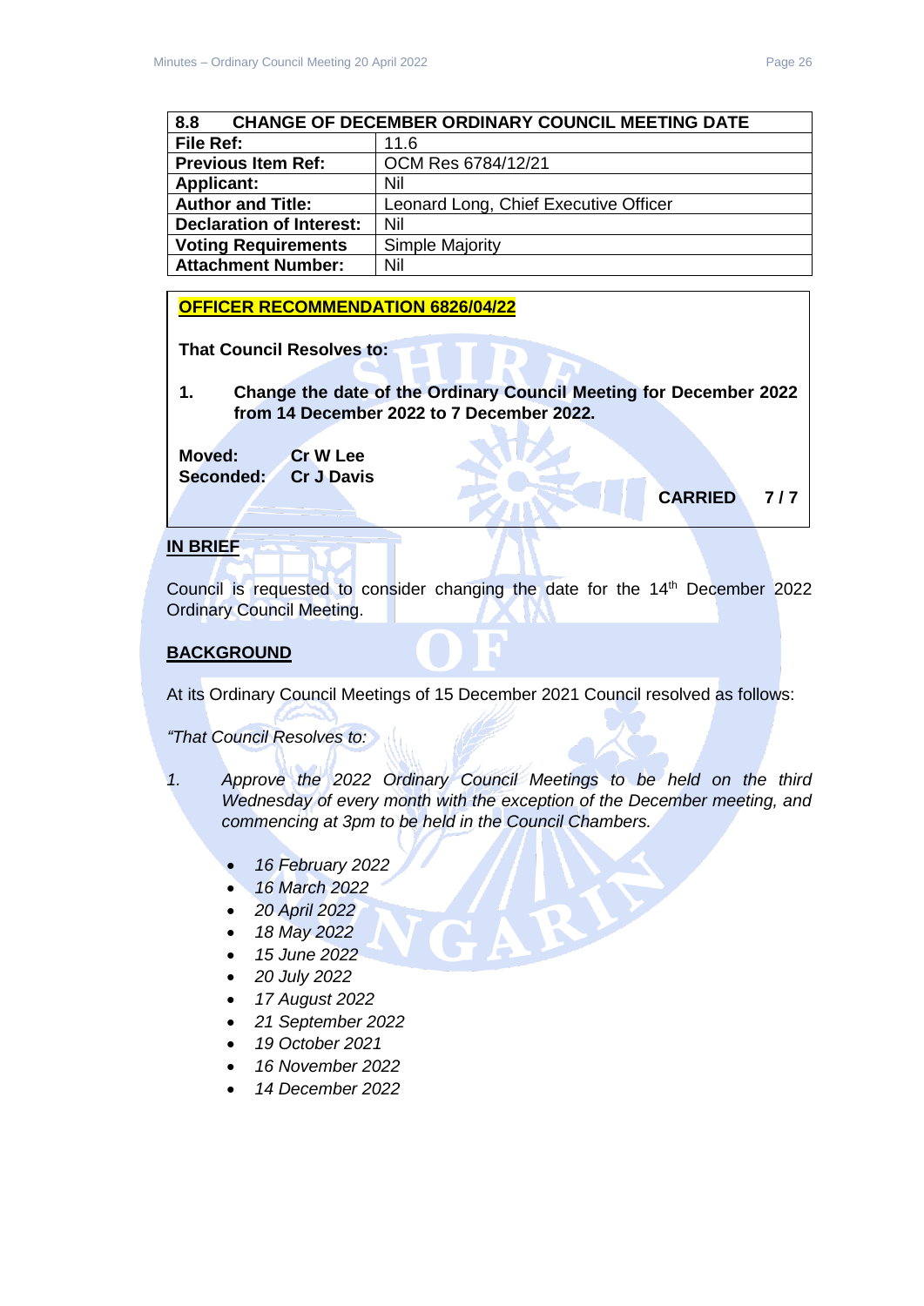| 8.8 CHANGE OF DECEMBER ORDINARY COUNCIL MEETING DATE | |
|---|---|
| **File Ref:** | 11.6 |
| **Previous Item Ref:** | OCM Res 6784/12/21 |
| **Applicant:** | Nil |
| **Author and Title:** | Leonard Long, Chief Executive Officer |
| **Declaration of Interest:** | Nil |
| **Voting Requirements** | Simple Majority |
| **Attachment Number:** | Nil |

**OFFICER RECOMMENDATION 6826/04/22**

**That Council Resolves to:**

**1. Change the date of the Ordinary Council Meeting for December 2022 from 14 December 2022 to 7 December 2022.**

**Moved:** **Cr W Lee**
**Seconded:** **Cr J Davis**

**CARRIED 7 / 7**

**IN BRIEF**

Council is requested to consider changing the date for the 14th December 2022 Ordinary Council Meeting.

**BACKGROUND**

At its Ordinary Council Meetings of 15 December 2021 Council resolved as follows:

*"That Council Resolves to:*

*1. Approve the 2022 Ordinary Council Meetings to be held on the third Wednesday of every month with the exception of the December meeting, and commencing at 3pm to be held in the Council Chambers.*

- *16 February 2022*
- *16 March 2022*
- *20 April 2022*
- *18 May 2022*
- *15 June 2022*
- *20 July 2022*
- *17 August 2022*
- *21 September 2022*
- *19 October 2021*
- *16 November 2022*
- *14 December 2022*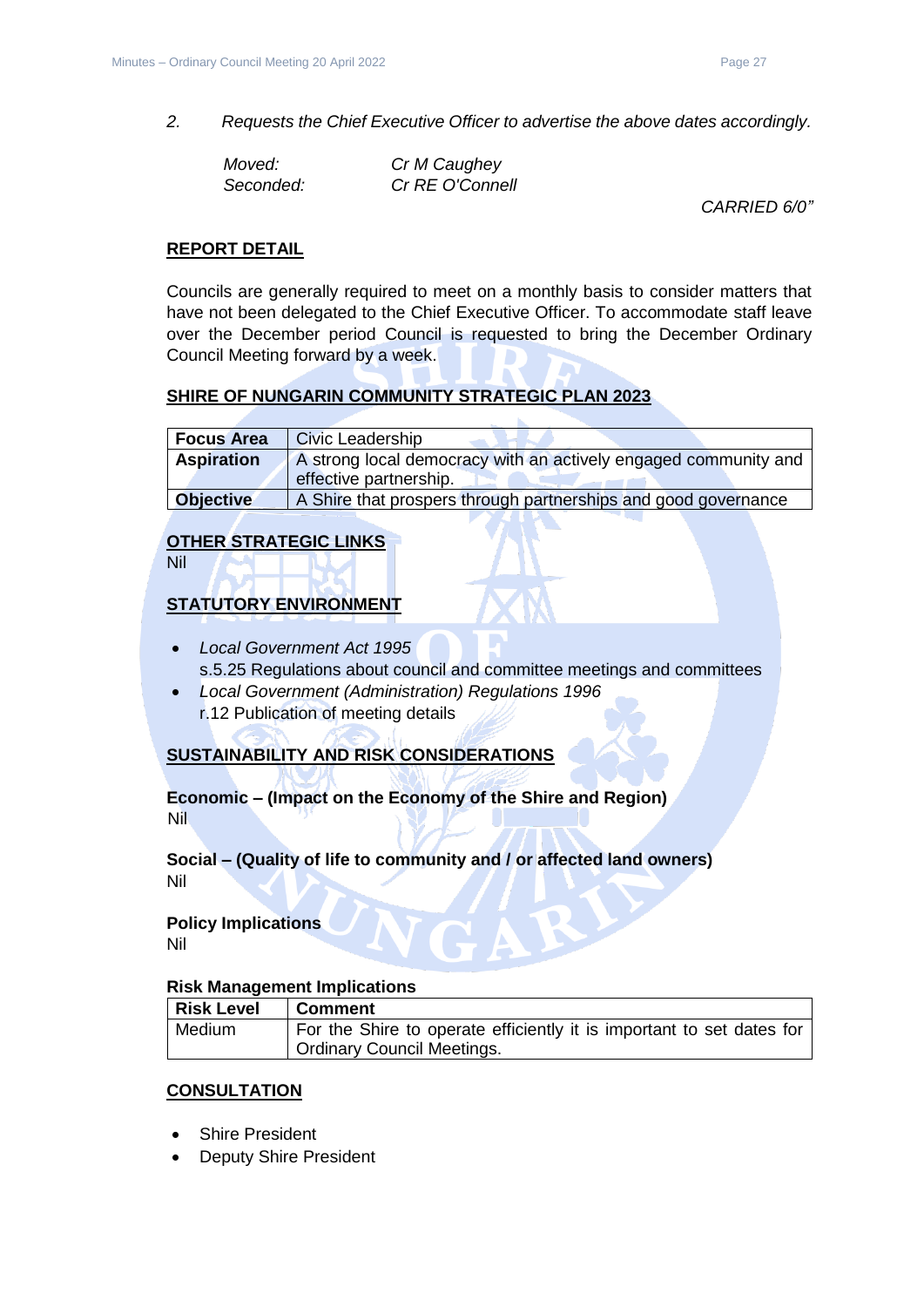*2. Requests the Chief Executive Officer to advertise the above dates accordingly.*

*Moved: Cr M Caughey*
*Seconded: Cr RE O'Connell*

*CARRIED 6/0"*

## REPORT DETAIL

Councils are generally required to meet on a monthly basis to consider matters that have not been delegated to the Chief Executive Officer. To accommodate staff leave over the December period Council is requested to bring the December Ordinary Council Meeting forward by a week.

## SHIRE OF NUNGARIN COMMUNITY STRATEGIC PLAN 2023

| **Focus Area** | Civic Leadership |
|---|---|
| **Aspiration** | A strong local democracy with an actively engaged community and effective partnership. |
| **Objective** | A Shire that prospers through partnerships and good governance |

## OTHER STRATEGIC LINKS

Nil

## STATUTORY ENVIRONMENT

- *Local Government Act 1995*
  s.5.25 Regulations about council and committee meetings and committees
- *Local Government (Administration) Regulations 1996*
  r.12 Publication of meeting details

## SUSTAINABILITY AND RISK CONSIDERATIONS

**Economic – (Impact on the Economy of the Shire and Region)**
Nil

**Social – (Quality of life to community and / or affected land owners)**
Nil

**Policy Implications**
Nil

**Risk Management Implications**

| Risk Level | Comment |
|---|---|
| Medium | For the Shire to operate efficiently it is important to set dates for Ordinary Council Meetings. |

## CONSULTATION

- Shire President
- Deputy Shire President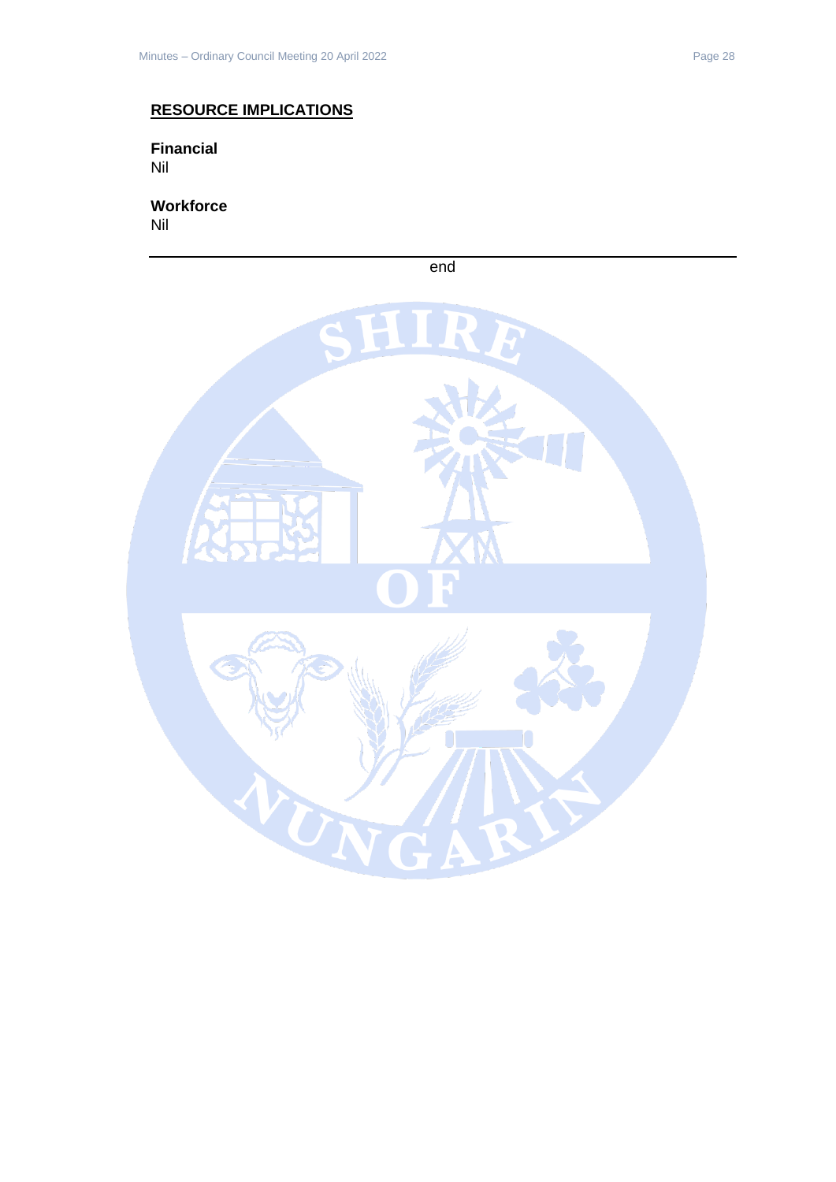## RESOURCE IMPLICATIONS

**Financial**
Nil

**Workforce**
Nil

---

end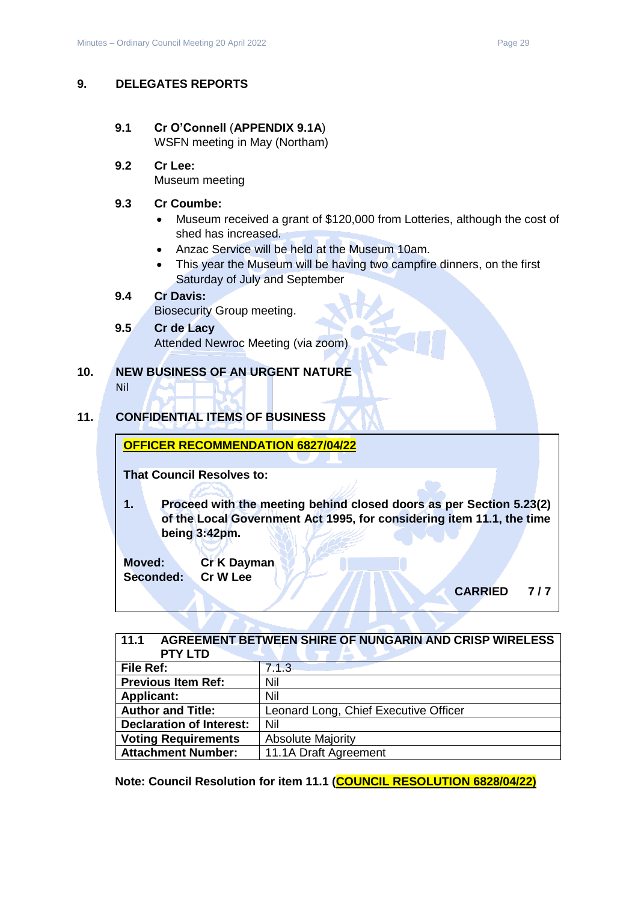## 9. DELEGATES REPORTS

### 9.1 Cr O'Connell (APPENDIX 9.1A)

WSFN meeting in May (Northam)

### 9.2 Cr Lee:

Museum meeting

### 9.3 Cr Coumbe:

- Museum received a grant of $120,000 from Lotteries, although the cost of shed has increased.
- Anzac Service will be held at the Museum 10am.
- This year the Museum will be having two campfire dinners, on the first Saturday of July and September

### 9.4 Cr Davis:

Biosecurity Group meeting.

### 9.5 Cr de Lacy

Attended Newroc Meeting (via zoom)

## 10. NEW BUSINESS OF AN URGENT NATURE

Nil

## 11. CONFIDENTIAL ITEMS OF BUSINESS

**OFFICER RECOMMENDATION 6827/04/22**

**That Council Resolves to:**

**1. Proceed with the meeting behind closed doors as per Section 5.23(2) of the Local Government Act 1995, for considering item 11.1, the time being 3:42pm.**

**Moved:** Cr K Dayman
**Seconded:** Cr W Lee

**CARRIED 7 / 7**

| **11.1 AGREEMENT BETWEEN SHIRE OF NUNGARIN AND CRISP WIRELESS PTY LTD** | |
|---|---|
| **File Ref:** | 7.1.3 |
| **Previous Item Ref:** | Nil |
| **Applicant:** | Nil |
| **Author and Title:** | Leonard Long, Chief Executive Officer |
| **Declaration of Interest:** | Nil |
| **Voting Requirements** | Absolute Majority |
| **Attachment Number:** | 11.1A Draft Agreement |

**Note: Council Resolution for item 11.1 (COUNCIL RESOLUTION 6828/04/22)**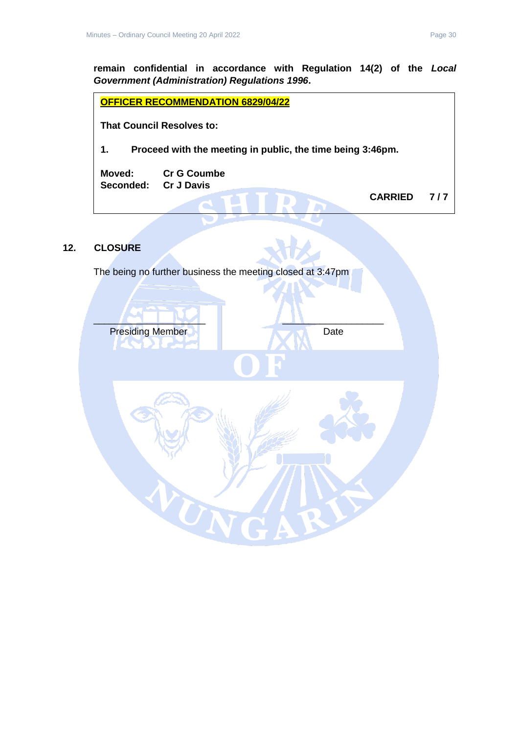**remain confidential in accordance with Regulation 14(2) of the *Local Government (Administration) Regulations 1996*.**

**OFFICER RECOMMENDATION 6829/04/22**

**That Council Resolves to:**

**1. Proceed with the meeting in public, the time being 3:46pm.**

**Moved: Cr G Coumbe**
**Seconded: Cr J Davis**

**CARRIED 7 / 7**

## 12. CLOSURE

The being no further business the meeting closed at 3:47pm

____________________ ____________________
Presiding Member Date